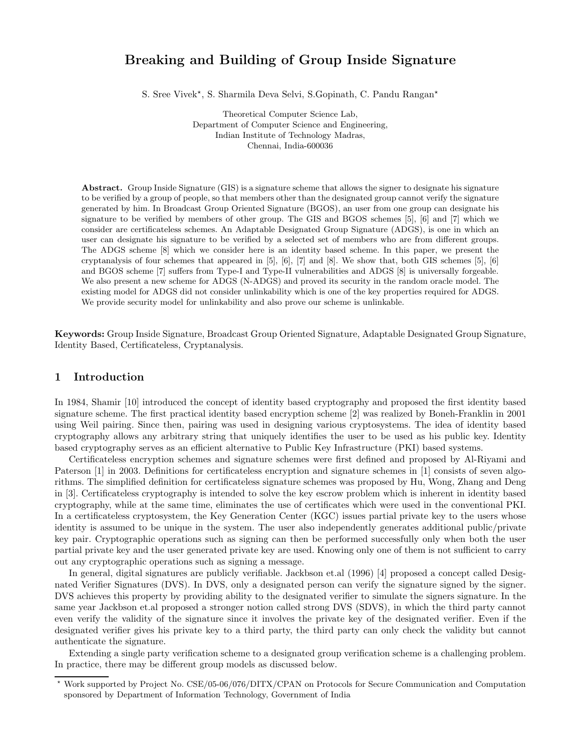# Breaking and Building of Group Inside Signature

S. Sree Vivek*, S. Sharmila Deva Selvi, S.Gopinath, C. Pandu Rangan*

Theoretical Computer Science Lab,
Department of Computer Science and Engineering,
Indian Institute of Technology Madras,
Chennai, India-600036

**Abstract.** Group Inside Signature (GIS) is a signature scheme that allows the signer to designate his signature to be verified by a group of people, so that members other than the designated group cannot verify the signature generated by him. In Broadcast Group Oriented Signature (BGOS), an user from one group can designate his signature to be verified by members of other group. The GIS and BGOS schemes [5], [6] and [7] which we consider are certificateless schemes. An Adaptable Designated Group Signature (ADGS), is one in which an user can designate his signature to be verified by a selected set of members who are from different groups. The ADGS scheme [8] which we consider here is an identity based scheme. In this paper, we present the cryptanalysis of four schemes that appeared in [5], [6], [7] and [8]. We show that, both GIS schemes [5], [6] and BGOS scheme [7] suffers from Type-I and Type-II vulnerabilities and ADGS [8] is universally forgeable. We also present a new scheme for ADGS (N-ADGS) and proved its security in the random oracle model. The existing model for ADGS did not consider unlinkability which is one of the key properties required for ADGS. We provide security model for unlinkability and also prove our scheme is unlinkable.

**Keywords:** Group Inside Signature, Broadcast Group Oriented Signature, Adaptable Designated Group Signature, Identity Based, Certificateless, Cryptanalysis.

## 1 Introduction

In 1984, Shamir [10] introduced the concept of identity based cryptography and proposed the first identity based signature scheme. The first practical identity based encryption scheme [2] was realized by Boneh-Franklin in 2001 using Weil pairing. Since then, pairing was used in designing various cryptosystems. The idea of identity based cryptography allows any arbitrary string that uniquely identifies the user to be used as his public key. Identity based cryptography serves as an efficient alternative to Public Key Infrastructure (PKI) based systems.

Certificateless encryption schemes and signature schemes were first defined and proposed by Al-Riyami and Paterson [1] in 2003. Definitions for certificateless encryption and signature schemes in [1] consists of seven algorithms. The simplified definition for certificateless signature schemes was proposed by Hu, Wong, Zhang and Deng in [3]. Certificateless cryptography is intended to solve the key escrow problem which is inherent in identity based cryptography, while at the same time, eliminates the use of certificates which were used in the conventional PKI. In a certificateless cryptosystem, the Key Generation Center (KGC) issues partial private key to the users whose identity is assumed to be unique in the system. The user also independently generates additional public/private key pair. Cryptographic operations such as signing can then be performed successfully only when both the user partial private key and the user generated private key are used. Knowing only one of them is not sufficient to carry out any cryptographic operations such as signing a message.

In general, digital signatures are publicly verifiable. Jackbson et.al (1996) [4] proposed a concept called Designated Verifier Signatures (DVS). In DVS, only a designated person can verify the signature signed by the signer. DVS achieves this property by providing ability to the designated verifier to simulate the signers signature. In the same year Jackbson et.al proposed a stronger notion called strong DVS (SDVS), in which the third party cannot even verify the validity of the signature since it involves the private key of the designated verifier. Even if the designated verifier gives his private key to a third party, the third party can only check the validity but cannot authenticate the signature.

Extending a single party verification scheme to a designated group verification scheme is a challenging problem. In practice, there may be different group models as discussed below.

---

* Work supported by Project No. CSE/05-06/076/DITX/CPAN on Protocols for Secure Communication and Computation sponsored by Department of Information Technology, Government of India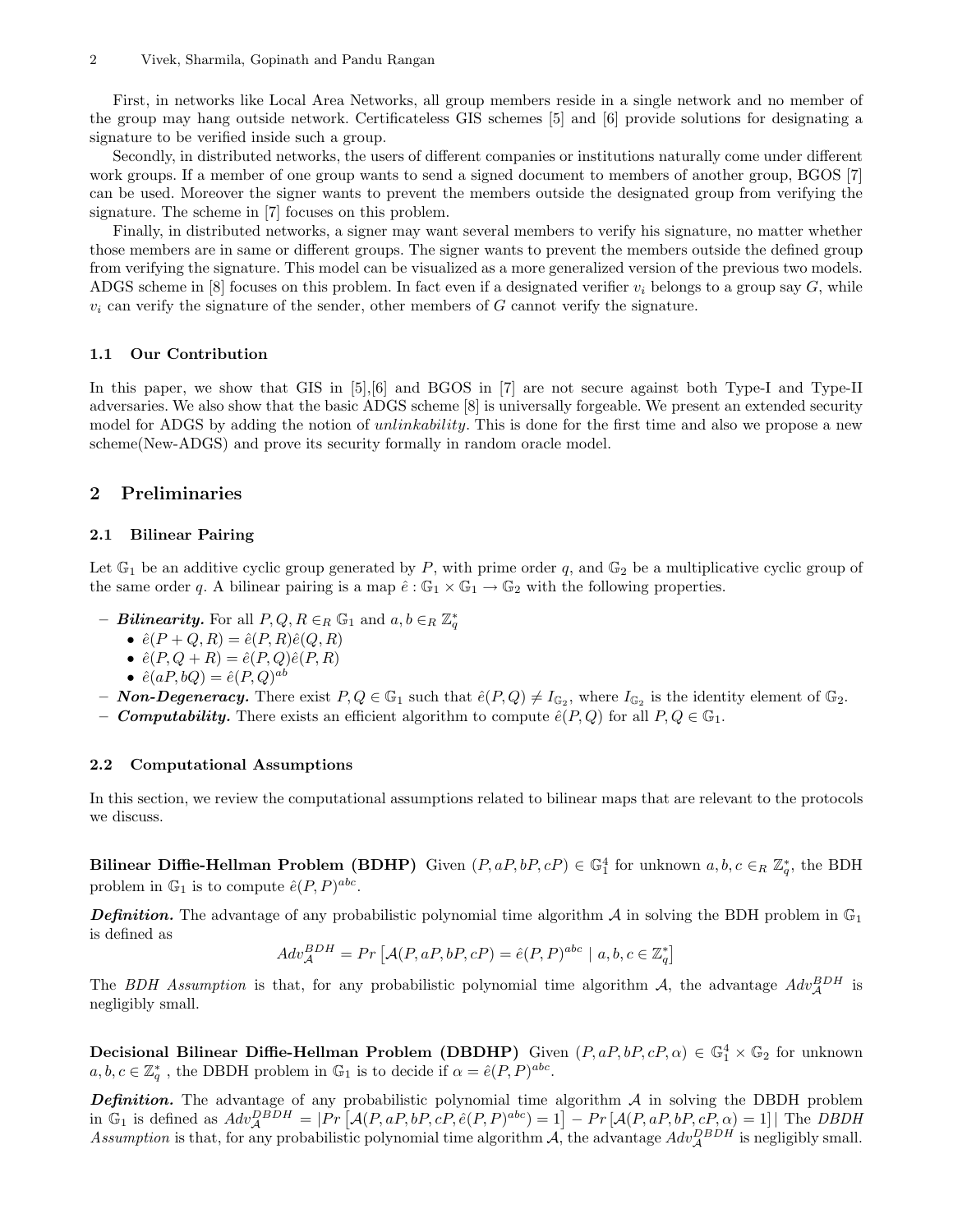First, in networks like Local Area Networks, all group members reside in a single network and no member of the group may hang outside network. Certificateless GIS schemes [5] and [6] provide solutions for designating a signature to be verified inside such a group.

Secondly, in distributed networks, the users of different companies or institutions naturally come under different work groups. If a member of one group wants to send a signed document to members of another group, BGOS [7] can be used. Moreover the signer wants to prevent the members outside the designated group from verifying the signature. The scheme in [7] focuses on this problem.

Finally, in distributed networks, a signer may want several members to verify his signature, no matter whether those members are in same or different groups. The signer wants to prevent the members outside the defined group from verifying the signature. This model can be visualized as a more generalized version of the previous two models. ADGS scheme in [8] focuses on this problem. In fact even if a designated verifier $v_i$ belongs to a group say $G$, while $v_i$ can verify the signature of the sender, other members of $G$ cannot verify the signature.

### 1.1 Our Contribution

In this paper, we show that GIS in [5],[6] and BGOS in [7] are not secure against both Type-I and Type-II adversaries. We also show that the basic ADGS scheme [8] is universally forgeable. We present an extended security model for ADGS by adding the notion of *unlinkability*. This is done for the first time and also we propose a new scheme(New-ADGS) and prove its security formally in random oracle model.

## 2 Preliminaries

### 2.1 Bilinear Pairing

Let $\mathbb{G}_1$ be an additive cyclic group generated by $P$, with prime order $q$, and $\mathbb{G}_2$ be a multiplicative cyclic group of the same order $q$. A bilinear pairing is a map $\hat{e} : \mathbb{G}_1 \times \mathbb{G}_1 \rightarrow \mathbb{G}_2$ with the following properties.

- ***Bilinearity.*** For all $P, Q, R \in_R \mathbb{G}_1$ and $a, b \in_R \mathbb{Z}_q^*$
  - $\hat{e}(P + Q, R) = \hat{e}(P, R)\hat{e}(Q, R)$
  - $\hat{e}(P, Q + R) = \hat{e}(P, Q)\hat{e}(P, R)$
  - $\hat{e}(aP, bQ) = \hat{e}(P, Q)^{ab}$
- ***Non-Degeneracy.*** There exist $P, Q \in \mathbb{G}_1$ such that $\hat{e}(P, Q) \neq I_{\mathbb{G}_2}$, where $I_{\mathbb{G}_2}$ is the identity element of $\mathbb{G}_2$.
- ***Computability.*** There exists an efficient algorithm to compute $\hat{e}(P, Q)$ for all $P, Q \in \mathbb{G}_1$.

### 2.2 Computational Assumptions

In this section, we review the computational assumptions related to bilinear maps that are relevant to the protocols we discuss.

**Bilinear Diffie-Hellman Problem (BDHP)** Given $(P, aP, bP, cP) \in \mathbb{G}_1^4$ for unknown $a, b, c \in_R \mathbb{Z}_q^*$, the BDH problem in $\mathbb{G}_1$ is to compute $\hat{e}(P, P)^{abc}$.

***Definition.*** The advantage of any probabilistic polynomial time algorithm $\mathcal{A}$ in solving the BDH problem in $\mathbb{G}_1$ is defined as

$$Adv_{\mathcal{A}}^{BDH} = Pr\left[\mathcal{A}(P, aP, bP, cP) = \hat{e}(P, P)^{abc} \mid a, b, c \in \mathbb{Z}_q^*\right]$$

The *BDH Assumption* is that, for any probabilistic polynomial time algorithm $\mathcal{A}$, the advantage $Adv_{\mathcal{A}}^{BDH}$ is negligibly small.

**Decisional Bilinear Diffie-Hellman Problem (DBDHP)** Given $(P, aP, bP, cP, \alpha) \in \mathbb{G}_1^4 \times \mathbb{G}_2$ for unknown $a, b, c \in \mathbb{Z}_q^*$ , the DBDH problem in $\mathbb{G}_1$ is to decide if $\alpha = \hat{e}(P, P)^{abc}$.

***Definition.*** The advantage of any probabilistic polynomial time algorithm $\mathcal{A}$ in solving the DBDH problem in $\mathbb{G}_1$ is defined as $Adv_{\mathcal{A}}^{DBDH} = |Pr\left[\mathcal{A}(P, aP, bP, cP, \hat{e}(P, P)^{abc}) = 1\right] - Pr\left[\mathcal{A}(P, aP, bP, cP, \alpha) = 1\right]|$ The *DBDH Assumption* is that, for any probabilistic polynomial time algorithm $\mathcal{A}$, the advantage $Adv_{\mathcal{A}}^{DBDH}$ is negligibly small.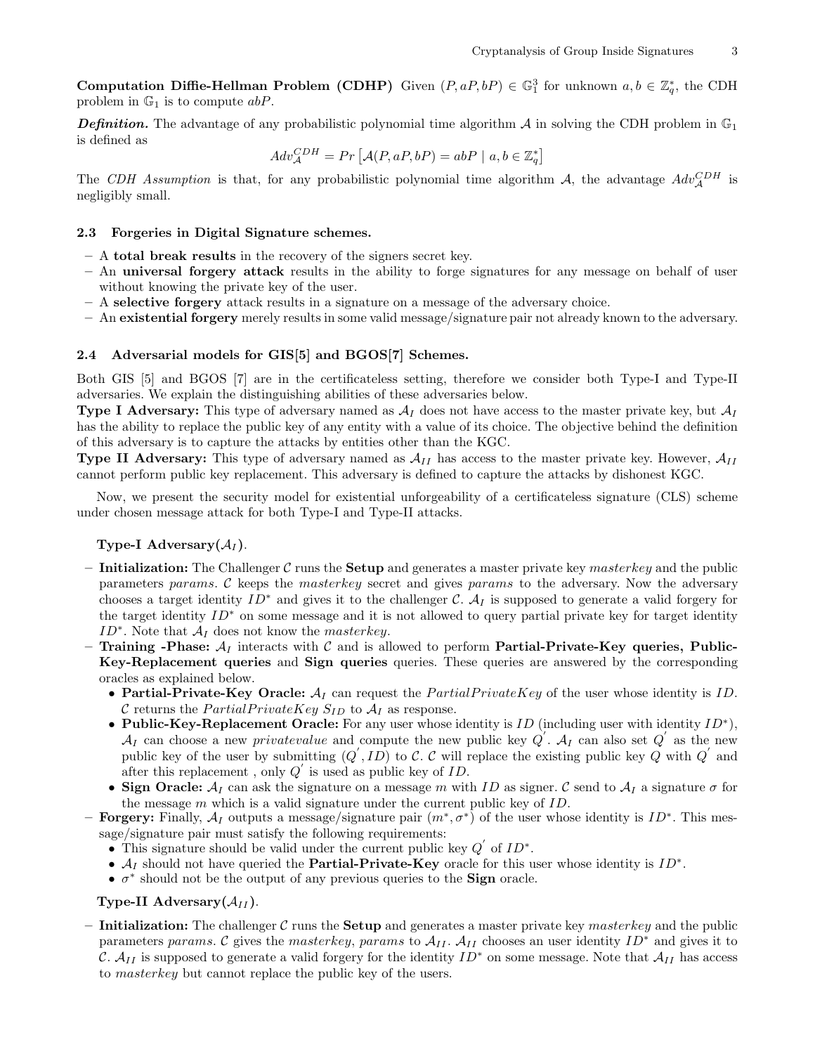**Computation Diffie-Hellman Problem (CDHP)** Given $(P, aP, bP) \in \mathbb{G}_1^3$ for unknown $a, b \in \mathbb{Z}_q^*$, the CDH problem in $\mathbb{G}_1$ is to compute $abP$.

***Definition.*** The advantage of any probabilistic polynomial time algorithm $\mathcal{A}$ in solving the CDH problem in $\mathbb{G}_1$ is defined as

$$Adv_{\mathcal{A}}^{CDH} = Pr\left[\mathcal{A}(P, aP, bP) = abP \mid a, b \in \mathbb{Z}_q^*\right]$$

The *CDH Assumption* is that, for any probabilistic polynomial time algorithm $\mathcal{A}$, the advantage $Adv_{\mathcal{A}}^{CDH}$ is negligibly small.

### 2.3 Forgeries in Digital Signature schemes.

- A **total break results** in the recovery of the signers secret key.
- An **universal forgery attack** results in the ability to forge signatures for any message on behalf of user without knowing the private key of the user.
- A **selective forgery** attack results in a signature on a message of the adversary choice.
- An **existential forgery** merely results in some valid message/signature pair not already known to the adversary.

### 2.4 Adversarial models for GIS[5] and BGOS[7] Schemes.

Both GIS [5] and BGOS [7] are in the certificateless setting, therefore we consider both Type-I and Type-II adversaries. We explain the distinguishing abilities of these adversaries below.
**Type I Adversary:** This type of adversary named as $\mathcal{A}_I$ does not have access to the master private key, but $\mathcal{A}_I$ has the ability to replace the public key of any entity with a value of its choice. The objective behind the definition of this adversary is to capture the attacks by entities other than the KGC.
**Type II Adversary:** This type of adversary named as $\mathcal{A}_{II}$ has access to the master private key. However, $\mathcal{A}_{II}$ cannot perform public key replacement. This adversary is defined to capture the attacks by dishonest KGC.

Now, we present the security model for existential unforgeability of a certificateless signature (CLS) scheme under chosen message attack for both Type-I and Type-II attacks.

**Type-I Adversary($\mathcal{A}_I$).**

- **Initialization:** The Challenger $\mathcal{C}$ runs the **Setup** and generates a master private key *masterkey* and the public parameters *params*. $\mathcal{C}$ keeps the *masterkey* secret and gives *params* to the adversary. Now the adversary chooses a target identity $ID^*$ and gives it to the challenger $\mathcal{C}$. $\mathcal{A}_I$ is supposed to generate a valid forgery for the target identity $ID^*$ on some message and it is not allowed to query partial private key for target identity $ID^*$. Note that $\mathcal{A}_I$ does not know the *masterkey*.
- **Training -Phase:** $\mathcal{A}_I$ interacts with $\mathcal{C}$ and is allowed to perform **Partial-Private-Key queries, Public-Key-Replacement queries** and **Sign queries** queries. These queries are answered by the corresponding oracles as explained below.
  - **Partial-Private-Key Oracle:** $\mathcal{A}_I$ can request the *PartialPrivateKey* of the user whose identity is $ID$. $\mathcal{C}$ returns the *PartialPrivateKey* $S_{ID}$ to $\mathcal{A}_I$ as response.
  - **Public-Key-Replacement Oracle:** For any user whose identity is $ID$ (including user with identity $ID^*$), $\mathcal{A}_I$ can choose a new *privatevalue* and compute the new public key $Q^{'}$. $\mathcal{A}_I$ can also set $Q^{'}$ as the new public key of the user by submitting $(Q^{'}, ID)$ to $\mathcal{C}$. $\mathcal{C}$ will replace the existing public key $Q$ with $Q^{'}$ and after this replacement , only $Q^{'}$ is used as public key of $ID$.
  - **Sign Oracle:** $\mathcal{A}_I$ can ask the signature on a message $m$ with $ID$ as signer. $\mathcal{C}$ send to $\mathcal{A}_I$ a signature $\sigma$ for the message $m$ which is a valid signature under the current public key of $ID$.
- **Forgery:** Finally, $\mathcal{A}_I$ outputs a message/signature pair $(m^*, \sigma^*)$ of the user whose identity is $ID^*$. This message/signature pair must satisfy the following requirements:
  - This signature should be valid under the current public key $Q^{'}$ of $ID^*$.
  - $\mathcal{A}_I$ should not have queried the **Partial-Private-Key** oracle for this user whose identity is $ID^*$.
  - $\sigma^*$ should not be the output of any previous queries to the **Sign** oracle.

**Type-II Adversary($\mathcal{A}_{II}$).**

- **Initialization:** The challenger $\mathcal{C}$ runs the **Setup** and generates a master private key *masterkey* and the public parameters *params*. $\mathcal{C}$ gives the *masterkey*, *params* to $\mathcal{A}_{II}$. $\mathcal{A}_{II}$ chooses an user identity $ID^*$ and gives it to $\mathcal{C}$. $\mathcal{A}_{II}$ is supposed to generate a valid forgery for the identity $ID^*$ on some message. Note that $\mathcal{A}_{II}$ has access to *masterkey* but cannot replace the public key of the users.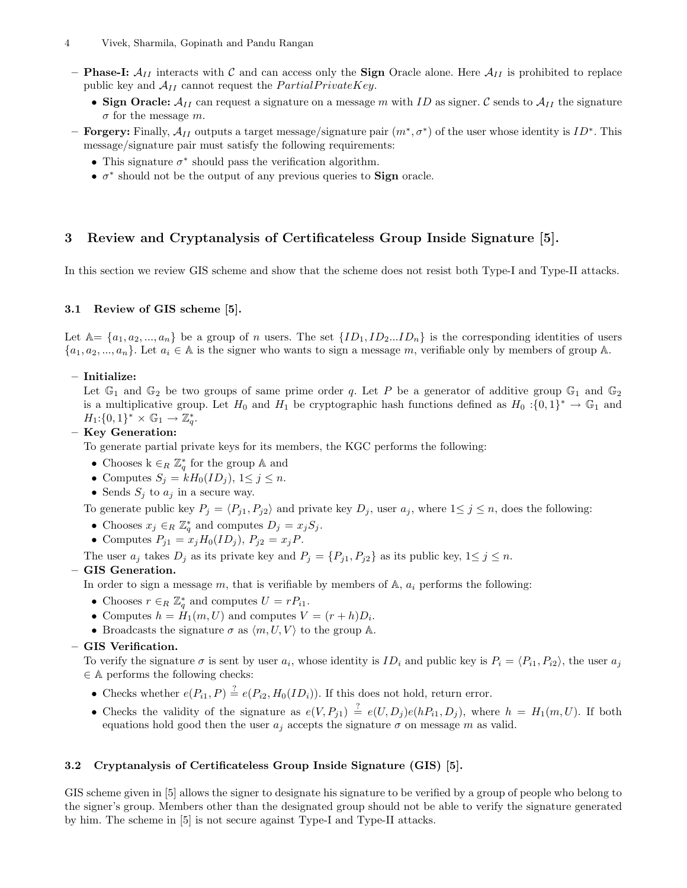- **Phase-I:** $\mathcal{A}_{II}$ interacts with $\mathcal{C}$ and can access only the **Sign** Oracle alone. Here $\mathcal{A}_{II}$ is prohibited to replace public key and $\mathcal{A}_{II}$ cannot request the $PartialPrivateKey$.
  - **Sign Oracle:** $\mathcal{A}_{II}$ can request a signature on a message $m$ with $ID$ as signer. $\mathcal{C}$ sends to $\mathcal{A}_{II}$ the signature $\sigma$ for the message $m$.
- **Forgery:** Finally, $\mathcal{A}_{II}$ outputs a target message/signature pair $(m^*, \sigma^*)$ of the user whose identity is $ID^*$. This message/signature pair must satisfy the following requirements:
  - This signature $\sigma^*$ should pass the verification algorithm.
  - $\sigma^*$ should not be the output of any previous queries to **Sign** oracle.

## 3 Review and Cryptanalysis of Certificateless Group Inside Signature [5].

In this section we review GIS scheme and show that the scheme does not resist both Type-I and Type-II attacks.

### 3.1 Review of GIS scheme [5].

Let $\mathbb{A}= \{a_1, a_2, ..., a_n\}$ be a group of $n$ users. The set $\{ID_1, ID_2...ID_n\}$ is the corresponding identities of users $\{a_1, a_2, ..., a_n\}$. Let $a_i \in \mathbb{A}$ is the signer who wants to sign a message $m$, verifiable only by members of group $\mathbb{A}$.

- **Initialize:**
  Let $\mathbb{G}_1$ and $\mathbb{G}_2$ be two groups of same prime order $q$. Let $P$ be a generator of additive group $\mathbb{G}_1$ and $\mathbb{G}_2$ is a multiplicative group. Let $H_0$ and $H_1$ be cryptographic hash functions defined as $H_0 : \{0,1\}^* \rightarrow \mathbb{G}_1$ and $H_1 : \{0,1\}^* \times \mathbb{G}_1 \rightarrow \mathbb{Z}_q^*$.
- **Key Generation:**
  To generate partial private keys for its members, the KGC performs the following:
  - Chooses k $\in_R \mathbb{Z}_q^*$ for the group $\mathbb{A}$ and
  - Computes $S_j = kH_0(ID_j)$, $1 \leq j \leq n$.
  - Sends $S_j$ to $a_j$ in a secure way.

  To generate public key $P_j = \langle P_{j1}, P_{j2} \rangle$ and private key $D_j$, user $a_j$, where $1 \leq j \leq n$, does the following:
  - Chooses $x_j \in_R \mathbb{Z}_q^*$ and computes $D_j = x_j S_j$.
  - Computes $P_{j1} = x_j H_0(ID_j)$, $P_{j2} = x_j P$.

  The user $a_j$ takes $D_j$ as its private key and $P_j = \{P_{j1}, P_{j2}\}$ as its public key, $1 \leq j \leq n$.
- **GIS Generation.**
  In order to sign a message $m$, that is verifiable by members of $\mathbb{A}$, $a_i$ performs the following:
  - Chooses $r \in_R \mathbb{Z}_q^*$ and computes $U = rP_{i1}$.
  - Computes $h = H_1(m, U)$ and computes $V = (r + h)D_i$.
  - Broadcasts the signature $\sigma$ as $\langle m, U, V \rangle$ to the group $\mathbb{A}$.
- **GIS Verification.**
  To verify the signature $\sigma$ is sent by user $a_i$, whose identity is $ID_i$ and public key is $P_i = \langle P_{i1}, P_{i2} \rangle$, the user $a_j \in \mathbb{A}$ performs the following checks:
  - Checks whether $e(P_{i1}, P) \stackrel{?}{=} e(P_{i2}, H_0(ID_i))$. If this does not hold, return error.
  - Checks the validity of the signature as $e(V, P_{j1}) \stackrel{?}{=} e(U, D_j)e(hP_{i1}, D_j)$, where $h = H_1(m, U)$. If both equations hold good then the user $a_j$ accepts the signature $\sigma$ on message $m$ as valid.

### 3.2 Cryptanalysis of Certificateless Group Inside Signature (GIS) [5].

GIS scheme given in [5] allows the signer to designate his signature to be verified by a group of people who belong to the signer's group. Members other than the designated group should not be able to verify the signature generated by him. The scheme in [5] is not secure against Type-I and Type-II attacks.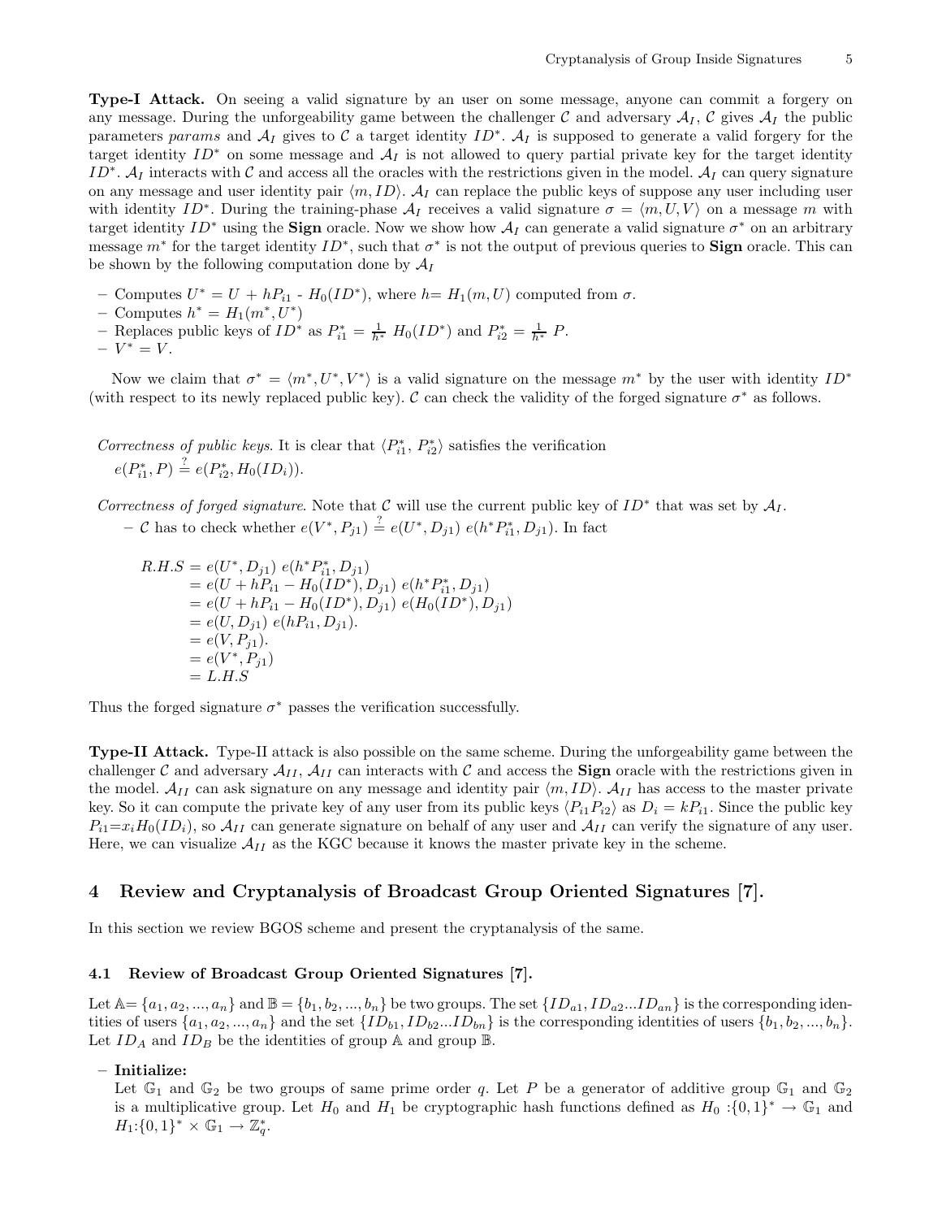**Type-I Attack.** On seeing a valid signature by an user on some message, anyone can commit a forgery on any message. During the unforgeability game between the challenger $\mathcal{C}$ and adversary $\mathcal{A}_I$, $\mathcal{C}$ gives $\mathcal{A}_I$ the public parameters *params* and $\mathcal{A}_I$ gives to $\mathcal{C}$ a target identity $ID^*$. $\mathcal{A}_I$ is supposed to generate a valid forgery for the target identity $ID^*$ on some message and $\mathcal{A}_I$ is not allowed to query partial private key for the target identity $ID^*$. $\mathcal{A}_I$ interacts with $\mathcal{C}$ and access all the oracles with the restrictions given in the model. $\mathcal{A}_I$ can query signature on any message and user identity pair $\langle m, ID \rangle$. $\mathcal{A}_I$ can replace the public keys of suppose any user including user with identity $ID^*$. During the training-phase $\mathcal{A}_I$ receives a valid signature $\sigma = \langle m, U, V \rangle$ on a message $m$ with target identity $ID^*$ using the **Sign** oracle. Now we show how $\mathcal{A}_I$ can generate a valid signature $\sigma^*$ on an arbitrary message $m^*$ for the target identity $ID^*$, such that $\sigma^*$ is not the output of previous queries to **Sign** oracle. This can be shown by the following computation done by $\mathcal{A}_I$

- Computes $U^* = U + hP_{i1}$ - $H_0(ID^*)$, where $h = H_1(m, U)$ computed from $\sigma$.
- Computes $h^* = H_1(m^*, U^*)$
- Replaces public keys of $ID^*$ as $P^*_{i1} = \frac{1}{h^*} H_0(ID^*)$ and $P^*_{i2} = \frac{1}{h^*} P$.
- $V^* = V$.

Now we claim that $\sigma^* = \langle m^*, U^*, V^* \rangle$ is a valid signature on the message $m^*$ by the user with identity $ID^*$ (with respect to its newly replaced public key). $\mathcal{C}$ can check the validity of the forged signature $\sigma^*$ as follows.

*Correctness of public keys*. It is clear that $\langle P^*_{i1}, P^*_{i2} \rangle$ satisfies the verification $e(P^*_{i1}, P) \stackrel{?}{=} e(P^*_{i2}, H_0(ID_i))$.

*Correctness of forged signature*. Note that $\mathcal{C}$ will use the current public key of $ID^*$ that was set by $\mathcal{A}_I$.

- $\mathcal{C}$ has to check whether $e(V^*, P_{j1}) \stackrel{?}{=} e(U^*, D_{j1})\ e(h^* P^*_{i1}, D_{j1})$. In fact

$$
\begin{aligned}
R.H.S &= e(U^*, D_{j1})\ e(h^* P^*_{i1}, D_{j1}) \\
&= e(U + hP_{i1} - H_0(ID^*), D_{j1})\ e(h^* P^*_{i1}, D_{j1}) \\
&= e(U + hP_{i1} - H_0(ID^*), D_{j1})\ e(H_0(ID^*), D_{j1}) \\
&= e(U, D_{j1})\ e(hP_{i1}, D_{j1}). \\
&= e(V, P_{j1}). \\
&= e(V^*, P_{j1}) \\
&= L.H.S
\end{aligned}
$$

Thus the forged signature $\sigma^*$ passes the verification successfully.

**Type-II Attack.** Type-II attack is also possible on the same scheme. During the unforgeability game between the challenger $\mathcal{C}$ and adversary $\mathcal{A}_{II}$, $\mathcal{A}_{II}$ can interacts with $\mathcal{C}$ and access the **Sign** oracle with the restrictions given in the model. $\mathcal{A}_{II}$ can ask signature on any message and identity pair $\langle m, ID \rangle$. $\mathcal{A}_{II}$ has access to the master private key. So it can compute the private key of any user from its public keys $\langle P_{i1} P_{i2} \rangle$ as $D_i = kP_{i1}$. Since the public key $P_{i1} = x_i H_0(ID_i)$, so $\mathcal{A}_{II}$ can generate signature on behalf of any user and $\mathcal{A}_{II}$ can verify the signature of any user. Here, we can visualize $\mathcal{A}_{II}$ as the KGC because it knows the master private key in the scheme.

## 4 Review and Cryptanalysis of Broadcast Group Oriented Signatures [7].

In this section we review BGOS scheme and present the cryptanalysis of the same.

### 4.1 Review of Broadcast Group Oriented Signatures [7].

Let $\mathbb{A} = \{a_1, a_2, ..., a_n\}$ and $\mathbb{B} = \{b_1, b_2, ..., b_n\}$ be two groups. The set $\{ID_{a1}, ID_{a2} ... ID_{an}\}$ is the corresponding identities of users $\{a_1, a_2, ..., a_n\}$ and the set $\{ID_{b1}, ID_{b2} ... ID_{bn}\}$ is the corresponding identities of users $\{b_1, b_2, ..., b_n\}$. Let $ID_A$ and $ID_B$ be the identities of group $\mathbb{A}$ and group $\mathbb{B}$.

- **Initialize:**
  Let $\mathbb{G}_1$ and $\mathbb{G}_2$ be two groups of same prime order $q$. Let $P$ be a generator of additive group $\mathbb{G}_1$ and $\mathbb{G}_2$ is a multiplicative group. Let $H_0$ and $H_1$ be cryptographic hash functions defined as $H_0 : \{0,1\}^* \rightarrow \mathbb{G}_1$ and $H_1 : \{0,1\}^* \times \mathbb{G}_1 \rightarrow \mathbb{Z}^*_q$.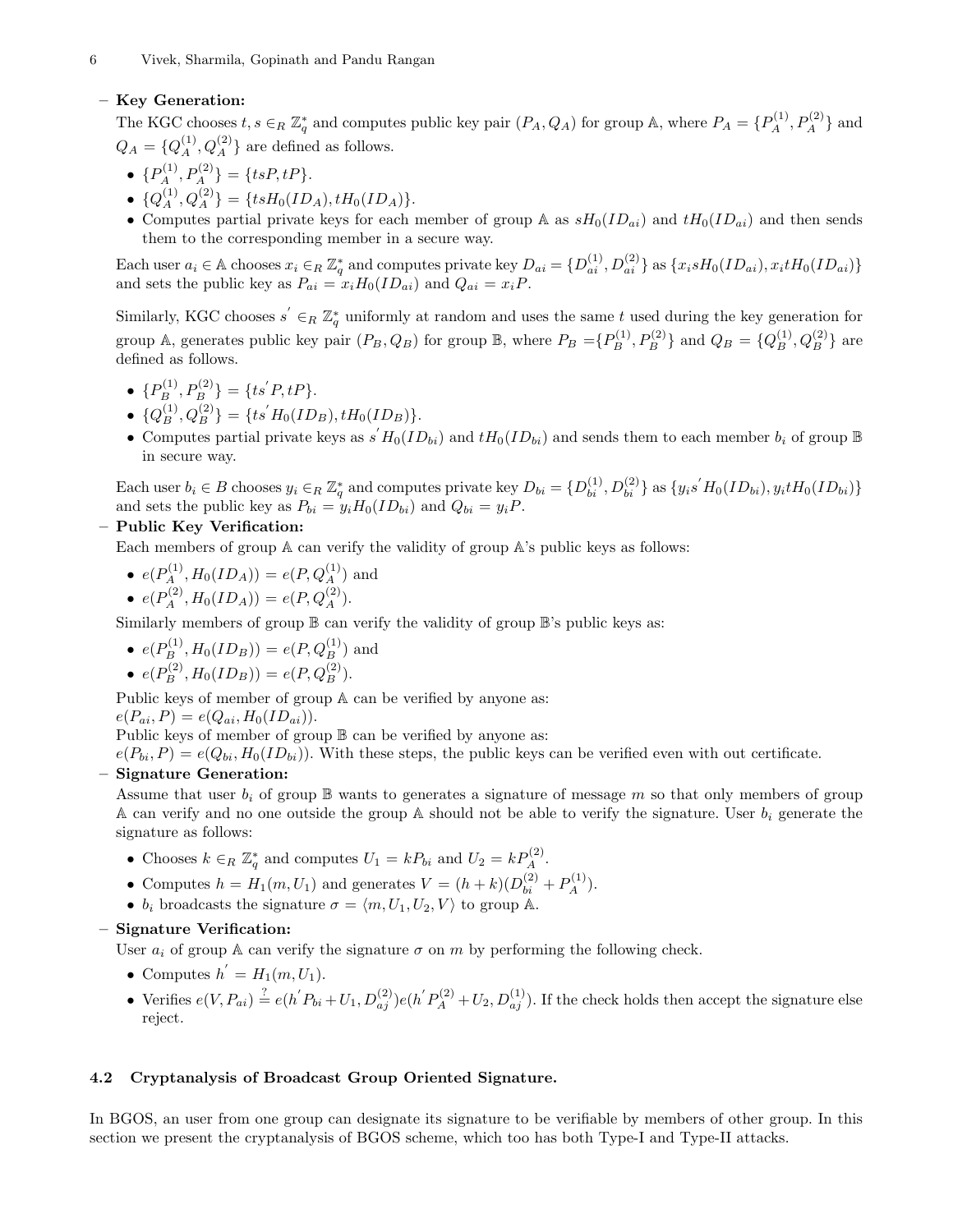– **Key Generation:**
The KGC chooses $t, s \in_R \mathbb{Z}_q^*$ and computes public key pair $(P_A, Q_A)$ for group $\mathbb{A}$, where $P_A = \{P_A^{(1)}, P_A^{(2)}\}$ and $Q_A = \{Q_A^{(1)}, Q_A^{(2)}\}$ are defined as follows.

- $\{P_A^{(1)}, P_A^{(2)}\} = \{tsP, tP\}$.
- $\{Q_A^{(1)}, Q_A^{(2)}\} = \{tsH_0(ID_A), tH_0(ID_A)\}$.
- Computes partial private keys for each member of group $\mathbb{A}$ as $sH_0(ID_{ai})$ and $tH_0(ID_{ai})$ and then sends them to the corresponding member in a secure way.

Each user $a_i \in \mathbb{A}$ chooses $x_i \in_R \mathbb{Z}_q^*$ and computes private key $D_{ai} = \{D_{ai}^{(1)}, D_{ai}^{(2)}\}$ as $\{x_i sH_0(ID_{ai}), x_i tH_0(ID_{ai})\}$ and sets the public key as $P_{ai} = x_i H_0(ID_{ai})$ and $Q_{ai} = x_i P$.

Similarly, KGC chooses $s' \in_R \mathbb{Z}_q^*$ uniformly at random and uses the same $t$ used during the key generation for group $\mathbb{A}$, generates public key pair $(P_B, Q_B)$ for group $\mathbb{B}$, where $P_B = \{P_B^{(1)}, P_B^{(2)}\}$ and $Q_B = \{Q_B^{(1)}, Q_B^{(2)}\}$ are defined as follows.

- $\{P_B^{(1)}, P_B^{(2)}\} = \{ts'P, tP\}$.
- $\{Q_B^{(1)}, Q_B^{(2)}\} = \{ts'H_0(ID_B), tH_0(ID_B)\}$.
- Computes partial private keys as $s'H_0(ID_{bi})$ and $tH_0(ID_{bi})$ and sends them to each member $b_i$ of group $\mathbb{B}$ in secure way.

Each user $b_i \in B$ chooses $y_i \in_R \mathbb{Z}_q^*$ and computes private key $D_{bi} = \{D_{bi}^{(1)}, D_{bi}^{(2)}\}$ as $\{y_i s'H_0(ID_{bi}), y_i tH_0(ID_{bi})\}$ and sets the public key as $P_{bi} = y_i H_0(ID_{bi})$ and $Q_{bi} = y_i P$.

– **Public Key Verification:**
Each members of group $\mathbb{A}$ can verify the validity of group $\mathbb{A}$'s public keys as follows:

- $e(P_A^{(1)}, H_0(ID_A)) = e(P, Q_A^{(1)})$ and
- $e(P_A^{(2)}, H_0(ID_A)) = e(P, Q_A^{(2)})$.

Similarly members of group $\mathbb{B}$ can verify the validity of group $\mathbb{B}$'s public keys as:

- $e(P_B^{(1)}, H_0(ID_B)) = e(P, Q_B^{(1)})$ and
- $e(P_B^{(2)}, H_0(ID_B)) = e(P, Q_B^{(2)})$.

Public keys of member of group $\mathbb{A}$ can be verified by anyone as:
$e(P_{ai}, P) = e(Q_{ai}, H_0(ID_{ai}))$.
Public keys of member of group $\mathbb{B}$ can be verified by anyone as:
$e(P_{bi}, P) = e(Q_{bi}, H_0(ID_{bi}))$. With these steps, the public keys can be verified even with out certificate.

– **Signature Generation:**
Assume that user $b_i$ of group $\mathbb{B}$ wants to generates a signature of message $m$ so that only members of group $\mathbb{A}$ can verify and no one outside the group $\mathbb{A}$ should not be able to verify the signature. User $b_i$ generate the signature as follows:

- Chooses $k \in_R \mathbb{Z}_q^*$ and computes $U_1 = kP_{bi}$ and $U_2 = kP_A^{(2)}$.
- Computes $h = H_1(m, U_1)$ and generates $V = (h + k)(D_{bi}^{(2)} + P_A^{(1)})$.
- $b_i$ broadcasts the signature $\sigma = \langle m, U_1, U_2, V \rangle$ to group $\mathbb{A}$.

– **Signature Verification:**
User $a_i$ of group $\mathbb{A}$ can verify the signature $\sigma$ on $m$ by performing the following check.

- Computes $h' = H_1(m, U_1)$.
- Verifies $e(V, P_{ai}) \stackrel{?}{=} e(h'P_{bi} + U_1, D_{aj}^{(2)})e(h'P_A^{(2)} + U_2, D_{aj}^{(1)})$. If the check holds then accept the signature else reject.

### 4.2 Cryptanalysis of Broadcast Group Oriented Signature.

In BGOS, an user from one group can designate its signature to be verifiable by members of other group. In this section we present the cryptanalysis of BGOS scheme, which too has both Type-I and Type-II attacks.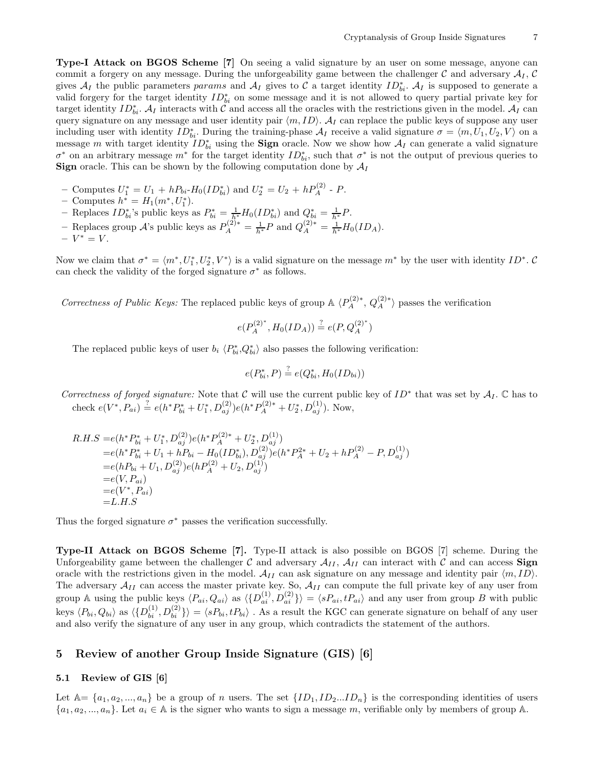**Type-I Attack on BGOS Scheme [7]** On seeing a valid signature by an user on some message, anyone can commit a forgery on any message. During the unforgeability game between the challenger $\mathcal{C}$ and adversary $\mathcal{A}_I$, $\mathcal{C}$ gives $\mathcal{A}_I$ the public parameters *params* and $\mathcal{A}_I$ gives to $\mathcal{C}$ a target identity $ID^*_{bi}$. $\mathcal{A}_I$ is supposed to generate a valid forgery for the target identity $ID^*_{bi}$ on some message and it is not allowed to query partial private key for target identity $ID^*_{bi}$. $\mathcal{A}_I$ interacts with $\mathcal{C}$ and access all the oracles with the restrictions given in the model. $\mathcal{A}_I$ can query signature on any message and user identity pair $\langle m, ID\rangle$. $\mathcal{A}_I$ can replace the public keys of suppose any user including user with identity $ID^*_{bi}$. During the training-phase $\mathcal{A}_I$ receive a valid signature $\sigma = \langle m, U_1, U_2, V\rangle$ on a message $m$ with target identity $ID^*_{bi}$ using the **Sign** oracle. Now we show how $\mathcal{A}_I$ can generate a valid signature $\sigma^*$ on an arbitrary message $m^*$ for the target identity $ID^*_{bi}$, such that $\sigma^*$ is not the output of previous queries to **Sign** oracle. This can be shown by the following computation done by $\mathcal{A}_I$

- Computes $U_1^* = U_1 + hP_{bi}$-$H_0(ID^*_{bi})$ and $U_2^* = U_2 + hP_A^{(2)}$ - $P$.
- Computes $h^* = H_1(m^*, U_1^*)$.
- Replaces $ID^*_{bi}$'s public keys as $P^*_{bi} = \frac{1}{h^*}H_0(ID^*_{bi})$ and $Q^*_{bi} = \frac{1}{h^*}P$.
- Replaces group $\mathcal{A}$'s public keys as $P_A^{(2)*} = \frac{1}{h^*}P$ and $Q_A^{(2)*} = \frac{1}{h^*}H_0(ID_A)$.
- $V^* = V$.

Now we claim that $\sigma^* = \langle m^*, U_1^*, U_2^*, V^*\rangle$ is a valid signature on the message $m^*$ by the user with identity $ID^*$. $\mathcal{C}$ can check the validity of the forged signature $\sigma^*$ as follows.

*Correctness of Public Keys:* The replaced public keys of group $\mathbb{A}$ $\langle P_A^{(2)*}, Q_A^{(2)*}\rangle$ passes the verification

$$e(P_A^{(2)^*}, H_0(ID_A)) \stackrel{?}{=} e(P, Q_A^{(2)^*})$$

The replaced public keys of user $b_i$ $\langle P^*_{bi}, Q^*_{bi}\rangle$ also passes the following verification:

$$e(P^*_{bi}, P) \stackrel{?}{=} e(Q^*_{bi}, H_0(ID_{bi}))$$

*Correctness of forged signature:* Note that $\mathcal{C}$ will use the current public key of $ID^*$ that was set by $\mathcal{A}_I$. $\mathbb{C}$ has to check $e(V^*, P_{ai}) \stackrel{?}{=} e(h^*P^*_{bi} + U_1^*, D_{aj}^{(2)})e(h^*P_A^{(2)*} + U_2^*, D_{aj}^{(1)})$. Now,

$$\begin{aligned}
R.H.S =& e(h^*P^*_{bi} + U_1^*, D_{aj}^{(2)})e(h^*P_A^{(2)*} + U_2^*, D_{aj}^{(1)}) \\
=& e(h^*P^*_{bi} + U_1 + hP_{bi} - H_0(ID^*_{bi}), D_{aj}^{(2)})e(h^*P_A^{2*} + U_2 + hP_A^{(2)} - P, D_{aj}^{(1)}) \\
=& e(hP_{bi} + U_1, D_{aj}^{(2)})e(hP_A^{(2)} + U_2, D_{aj}^{(1)}) \\
=& e(V, P_{ai}) \\
=& e(V^*, P_{ai}) \\
=& L.H.S
\end{aligned}$$

Thus the forged signature $\sigma^*$ passes the verification successfully.

**Type-II Attack on BGOS Scheme [7].** Type-II attack is also possible on BGOS [7] scheme. During the Unforgeability game between the challenger $\mathcal{C}$ and adversary $\mathcal{A}_{II}$, $\mathcal{A}_{II}$ can interact with $\mathcal{C}$ and can access **Sign** oracle with the restrictions given in the model. $\mathcal{A}_{II}$ can ask signature on any message and identity pair $\langle m, ID\rangle$. The adversary $\mathcal{A}_{II}$ can access the master private key. So, $\mathcal{A}_{II}$ can compute the full private key of any user from group $\mathbb{A}$ using the public keys $\langle P_{ai}, Q_{ai}\rangle$ as $\langle\{D_{ai}^{(1)}, D_{ai}^{(2)}\}\rangle = \langle sP_{ai}, tP_{ai}\rangle$ and any user from group $B$ with public keys $\langle P_{bi}, Q_{bi}\rangle$ as $\langle\{D_{bi}^{(1)}, D_{bi}^{(2)}\}\rangle = \langle sP_{bi}, tP_{bi}\rangle$ . As a result the KGC can generate signature on behalf of any user and also verify the signature of any user in any group, which contradicts the statement of the authors.

## 5 Review of another Group Inside Signature (GIS) [6]

### 5.1 Review of GIS [6]

Let $\mathbb{A} = \{a_1, a_2, ..., a_n\}$ be a group of $n$ users. The set $\{ID_1, ID_2...ID_n\}$ is the corresponding identities of users $\{a_1, a_2, ..., a_n\}$. Let $a_i \in \mathbb{A}$ is the signer who wants to sign a message $m$, verifiable only by members of group $\mathbb{A}$.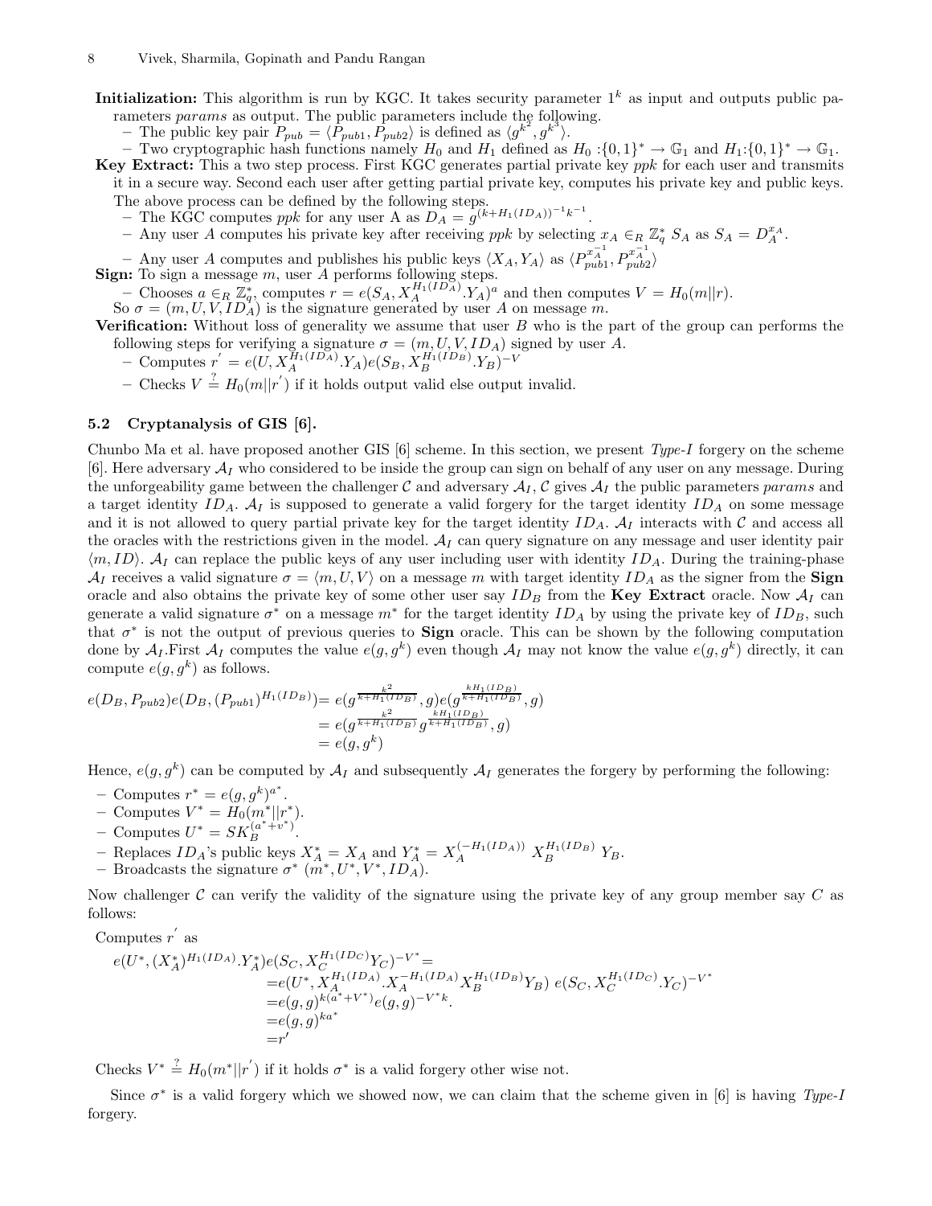**Initialization:** This algorithm is run by KGC. It takes security parameter $1^k$ as input and outputs public parameters *params* as output. The public parameters include the following.

- The public key pair $P_{pub} = \langle P_{pub1}, P_{pub2}\rangle$ is defined as $\langle g^{k^2}, g^{k^3}\rangle$.
- Two cryptographic hash functions namely $H_0$ and $H_1$ defined as $H_0 : \{0,1\}^* \rightarrow \mathbb{G}_1$ and $H_1 : \{0,1\}^* \rightarrow \mathbb{G}_1$.

**Key Extract:** This a two step process. First KGC generates partial private key *ppk* for each user and transmits it in a secure way. Second each user after getting partial private key, computes his private key and public keys. The above process can be defined by the following steps.

- The KGC computes *ppk* for any user A as $D_A = g^{(k+H_1(ID_A))^{-1}k^{-1}}$.
- Any user $A$ computes his private key after receiving *ppk* by selecting $x_A \in_R \mathbb{Z}_q^*$ $S_A$ as $S_A = D_A^{x_A}$.
- Any user $A$ computes and publishes his public keys $\langle X_A, Y_A\rangle$ as $\langle P_{pub1}^{x_A^{-1}}, P_{pub2}^{x_A^{-1}}\rangle$

**Sign:** To sign a message $m$, user $A$ performs following steps.

- Chooses $a \in_R \mathbb{Z}_q^*$, computes $r = e(S_A, X_A^{H_1(ID_A)}.Y_A)^a$ and then computes $V = H_0(m\|r)$.

So $\sigma = (m, U, V, ID_A)$ is the signature generated by user $A$ on message $m$.

**Verification:** Without loss of generality we assume that user $B$ who is the part of the group can performs the following steps for verifying a signature $\sigma = (m, U, V, ID_A)$ signed by user $A$.

- Computes $r' = e(U, X_A^{H_1(ID_A)}.Y_A)e(S_B, X_B^{H_1(ID_B)}.Y_B)^{-V}$
- Checks $V \stackrel{?}{=} H_0(m\|r')$ if it holds output valid else output invalid.

### 5.2 Cryptanalysis of GIS [6].

Chunbo Ma et al. have proposed another GIS [6] scheme. In this section, we present *Type-I* forgery on the scheme [6]. Here adversary $\mathcal{A}_I$ who considered to be inside the group can sign on behalf of any user on any message. During the unforgeability game between the challenger $\mathcal{C}$ and adversary $\mathcal{A}_I$, $\mathcal{C}$ gives $\mathcal{A}_I$ the public parameters *params* and a target identity $ID_A$. $\mathcal{A}_I$ is supposed to generate a valid forgery for the target identity $ID_A$ on some message and it is not allowed to query partial private key for the target identity $ID_A$. $\mathcal{A}_I$ interacts with $\mathcal{C}$ and access all the oracles with the restrictions given in the model. $\mathcal{A}_I$ can query signature on any message and user identity pair $\langle m, ID\rangle$. $\mathcal{A}_I$ can replace the public keys of any user including user with identity $ID_A$. During the training-phase $\mathcal{A}_I$ receives a valid signature $\sigma = \langle m, U, V\rangle$ on a message $m$ with target identity $ID_A$ as the signer from the **Sign** oracle and also obtains the private key of some other user say $ID_B$ from the **Key Extract** oracle. Now $\mathcal{A}_I$ can generate a valid signature $\sigma^*$ on a message $m^*$ for the target identity $ID_A$ by using the private key of $ID_B$, such that $\sigma^*$ is not the output of previous queries to **Sign** oracle. This can be shown by the following computation done by $\mathcal{A}_I$.First $\mathcal{A}_I$ computes the value $e(g, g^k)$ even though $\mathcal{A}_I$ may not know the value $e(g, g^k)$ directly, it can compute $e(g, g^k)$ as follows.

$$
\begin{aligned}
e(D_B, P_{pub2})e(D_B, (P_{pub1})^{H_1(ID_B)}) &= e(g^{\frac{k^2}{k+H_1(ID_B)}}, g)e(g^{\frac{kH_1(ID_B)}{k+H_1(ID_B)}}, g) \\
&= e(g^{\frac{k^2}{k+H_1(ID_B)}} g^{\frac{kH_1(ID_B)}{k+H_1(ID_B)}}, g) \\
&= e(g, g^k)
\end{aligned}
$$

Hence, $e(g, g^k)$ can be computed by $\mathcal{A}_I$ and subsequently $\mathcal{A}_I$ generates the forgery by performing the following:

- Computes $r^* = e(g, g^k)^{a^*}$.
- Computes $V^* = H_0(m^*\|r^*)$.
- Computes $U^* = SK_B^{(a^*+v^*)}$.
- Replaces $ID_A$'s public keys $X_A^* = X_A$ and $Y_A^* = X_A^{(-H_1(ID_A))}\ X_B^{H_1(ID_B)}\ Y_B$.
- Broadcasts the signature $\sigma^*$ $(m^*, U^*, V^*, ID_A)$.

Now challenger $\mathcal{C}$ can verify the validity of the signature using the private key of any group member say $C$ as follows:

Computes $r'$ as

$$
\begin{aligned}
e(U^*, (X_A^*)^{H_1(ID_A)}.Y_A^*)e(S_C, X_C^{H_1(ID_C)}Y_C)^{-V^*} &= \\
&= e(U^*, X_A^{H_1(ID_A)}.X_A^{-H_1(ID_A)}X_B^{H_1(ID_B)}Y_B)\ e(S_C, X_C^{H_1(ID_C)}.Y_C)^{-V^*} \\
&= e(g, g)^{k(a^*+V^*)}e(g, g)^{-V^*k}. \\
&= e(g, g)^{ka^*} \\
&= r'
\end{aligned}
$$

Checks $V^* \stackrel{?}{=} H_0(m^*\|r')$ if it holds $\sigma^*$ is a valid forgery other wise not.

Since $\sigma^*$ is a valid forgery which we showed now, we can claim that the scheme given in [6] is having *Type-I* forgery.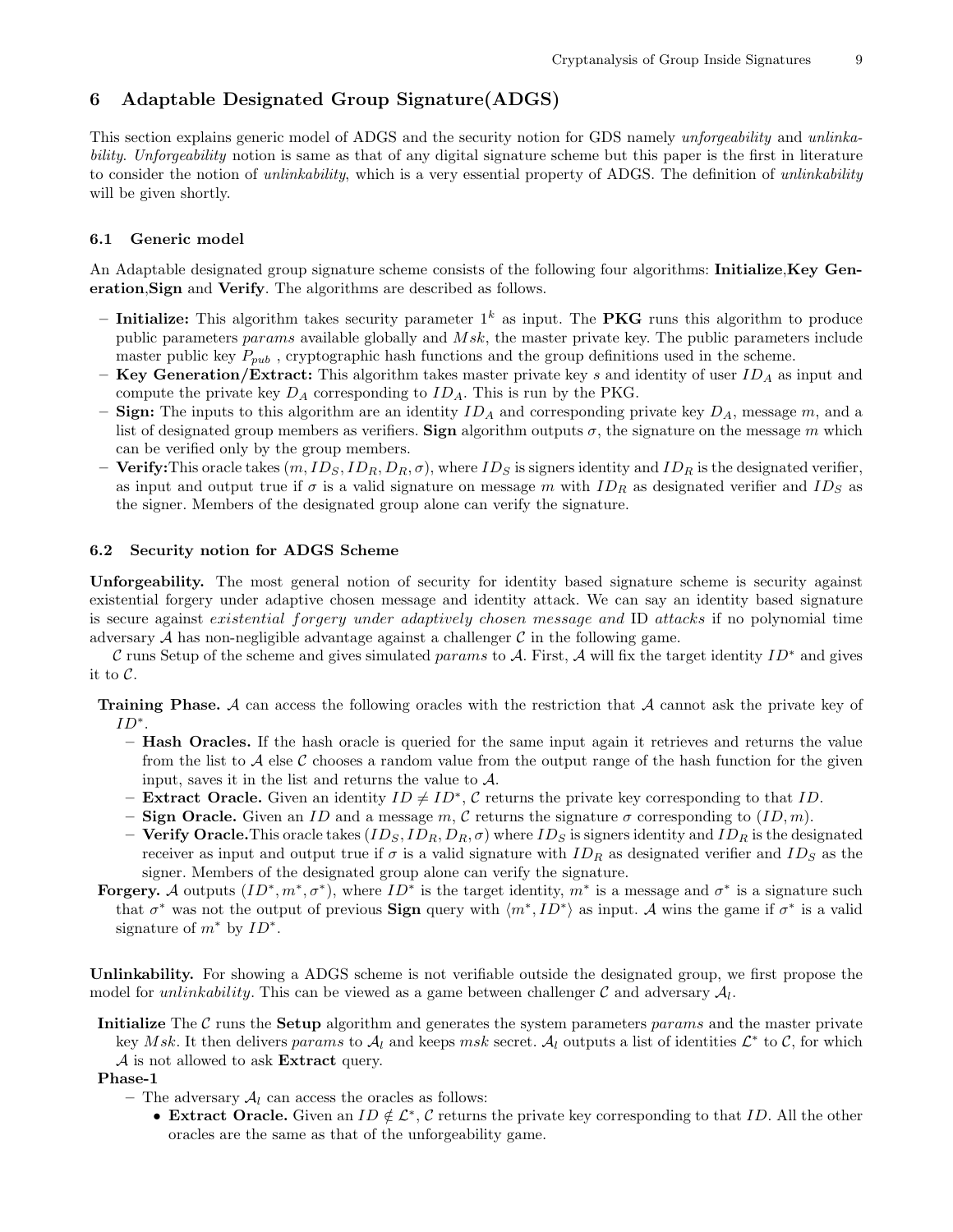## 6 Adaptable Designated Group Signature(ADGS)

This section explains generic model of ADGS and the security notion for GDS namely *unforgeability* and *unlinkability*. *Unforgeability* notion is same as that of any digital signature scheme but this paper is the first in literature to consider the notion of *unlinkability*, which is a very essential property of ADGS. The definition of *unlinkability* will be given shortly.

### 6.1 Generic model

An Adaptable designated group signature scheme consists of the following four algorithms: **Initialize**,**Key Generation**,**Sign** and **Verify**. The algorithms are described as follows.

- **Initialize:** This algorithm takes security parameter $1^k$ as input. The **PKG** runs this algorithm to produce public parameters *params* available globally and $Msk$, the master private key. The public parameters include master public key $P_{pub}$ , cryptographic hash functions and the group definitions used in the scheme.
- **Key Generation/Extract:** This algorithm takes master private key $s$ and identity of user $ID_A$ as input and compute the private key $D_A$ corresponding to $ID_A$. This is run by the PKG.
- **Sign:** The inputs to this algorithm are an identity $ID_A$ and corresponding private key $D_A$, message $m$, and a list of designated group members as verifiers. **Sign** algorithm outputs $\sigma$, the signature on the message $m$ which can be verified only by the group members.
- **Verify:**This oracle takes $(m, ID_S, ID_R, D_R, \sigma)$, where $ID_S$ is signers identity and $ID_R$ is the designated verifier, as input and output true if $\sigma$ is a valid signature on message $m$ with $ID_R$ as designated verifier and $ID_S$ as the signer. Members of the designated group alone can verify the signature.

### 6.2 Security notion for ADGS Scheme

**Unforgeability.** The most general notion of security for identity based signature scheme is security against existential forgery under adaptive chosen message and identity attack. We can say an identity based signature is secure against *existential forgery under adaptively chosen message and* ID *attacks* if no polynomial time adversary $\mathcal{A}$ has non-negligible advantage against a challenger $\mathcal{C}$ in the following game.

$\mathcal{C}$ runs Setup of the scheme and gives simulated *params* to $\mathcal{A}$. First, $\mathcal{A}$ will fix the target identity $ID^*$ and gives it to $\mathcal{C}$.

**Training Phase.** $\mathcal{A}$ can access the following oracles with the restriction that $\mathcal{A}$ cannot ask the private key of $ID^*$.

- **Hash Oracles.** If the hash oracle is queried for the same input again it retrieves and returns the value from the list to $\mathcal{A}$ else $\mathcal{C}$ chooses a random value from the output range of the hash function for the given input, saves it in the list and returns the value to $\mathcal{A}$.
- **Extract Oracle.** Given an identity $ID \neq ID^*$, $\mathcal{C}$ returns the private key corresponding to that $ID$.
- **Sign Oracle.** Given an $ID$ and a message $m$, $\mathcal{C}$ returns the signature $\sigma$ corresponding to $(ID, m)$.
- **Verify Oracle.**This oracle takes $(ID_S, ID_R, D_R, \sigma)$ where $ID_S$ is signers identity and $ID_R$ is the designated receiver as input and output true if $\sigma$ is a valid signature with $ID_R$ as designated verifier and $ID_S$ as the signer. Members of the designated group alone can verify the signature.

**Forgery.** $\mathcal{A}$ outputs $(ID^*, m^*, \sigma^*)$, where $ID^*$ is the target identity, $m^*$ is a message and $\sigma^*$ is a signature such that $\sigma^*$ was not the output of previous **Sign** query with $\langle m^*, ID^* \rangle$ as input. $\mathcal{A}$ wins the game if $\sigma^*$ is a valid signature of $m^*$ by $ID^*$.

**Unlinkability.** For showing a ADGS scheme is not verifiable outside the designated group, we first propose the model for *unlinkability*. This can be viewed as a game between challenger $\mathcal{C}$ and adversary $\mathcal{A}_l$.

**Initialize** The $\mathcal{C}$ runs the **Setup** algorithm and generates the system parameters *params* and the master private key $Msk$. It then delivers *params* to $\mathcal{A}_l$ and keeps *msk* secret. $\mathcal{A}_l$ outputs a list of identities $\mathcal{L}^*$ to $\mathcal{C}$, for which $\mathcal{A}$ is not allowed to ask **Extract** query.

**Phase-1**

- The adversary $\mathcal{A}_l$ can access the oracles as follows:
  - **Extract Oracle.** Given an $ID \notin \mathcal{L}^*$, $\mathcal{C}$ returns the private key corresponding to that $ID$. All the other oracles are the same as that of the unforgeability game.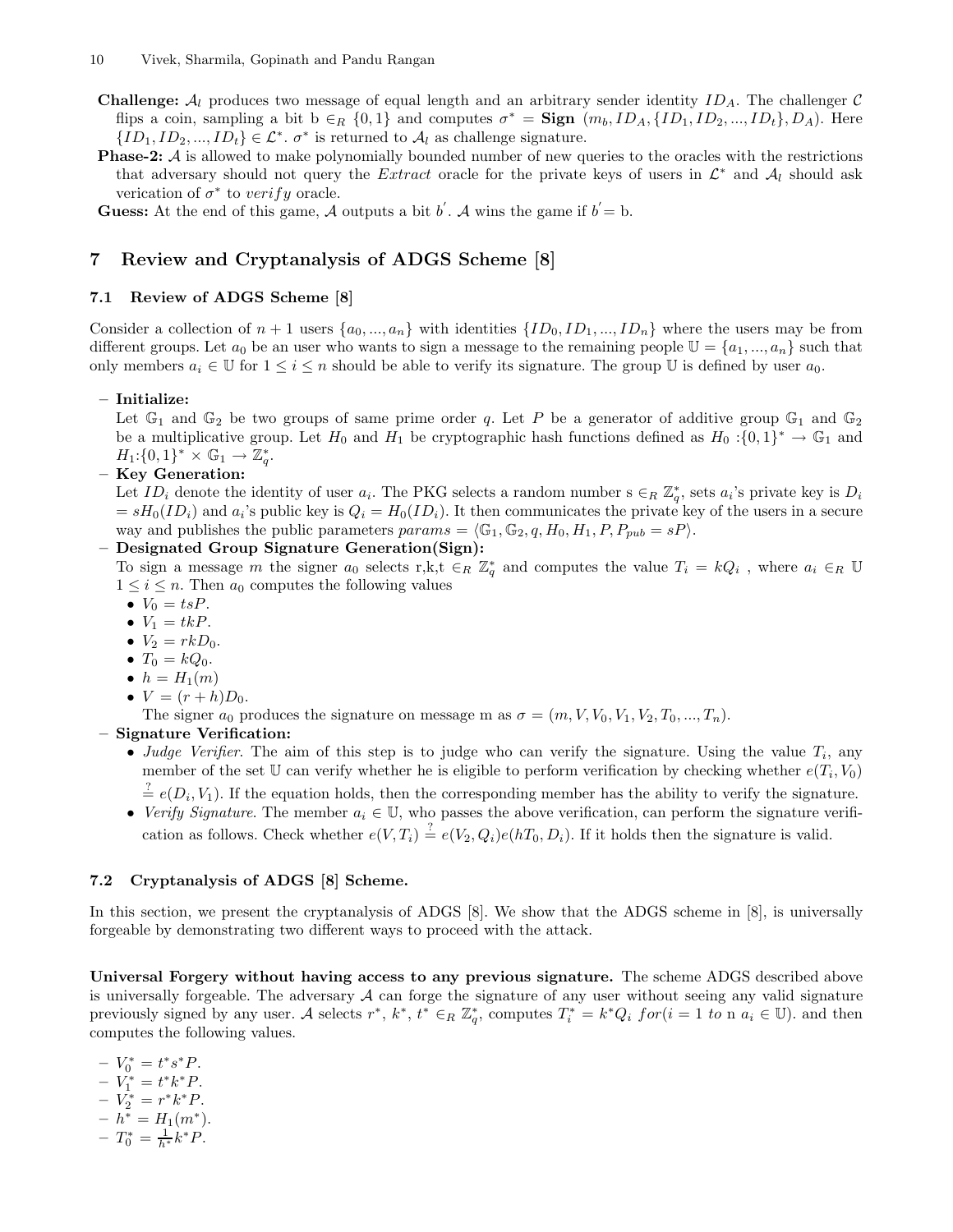**Challenge:** $\mathcal{A}_l$ produces two message of equal length and an arbitrary sender identity $ID_A$. The challenger $\mathcal{C}$ flips a coin, sampling a bit b $\in_R \{0,1\}$ and computes $\sigma^* = \textbf{Sign}\ (m_b, ID_A, \{ID_1, ID_2, ..., ID_t\}, D_A)$. Here $\{ID_1, ID_2, ..., ID_t\} \in \mathcal{L}^*$. $\sigma^*$ is returned to $\mathcal{A}_l$ as challenge signature.

**Phase-2:** $\mathcal{A}$ is allowed to make polynomially bounded number of new queries to the oracles with the restrictions that adversary should not query the *Extract* oracle for the private keys of users in $\mathcal{L}^*$ and $\mathcal{A}_l$ should ask verication of $\sigma^*$ to *verify* oracle.

**Guess:** At the end of this game, $\mathcal{A}$ outputs a bit $b^{'}$. $\mathcal{A}$ wins the game if $b^{'}=$ b.

## 7 Review and Cryptanalysis of ADGS Scheme [8]

### 7.1 Review of ADGS Scheme [8]

Consider a collection of $n+1$ users $\{a_0, ..., a_n\}$ with identities $\{ID_0, ID_1, ..., ID_n\}$ where the users may be from different groups. Let $a_0$ be an user who wants to sign a message to the remaining people $\mathbb{U} = \{a_1, ..., a_n\}$ such that only members $a_i \in \mathbb{U}$ for $1 \leq i \leq n$ should be able to verify its signature. The group $\mathbb{U}$ is defined by user $a_0$.

- **Initialize:**
  Let $\mathbb{G}_1$ and $\mathbb{G}_2$ be two groups of same prime order $q$. Let $P$ be a generator of additive group $\mathbb{G}_1$ and $\mathbb{G}_2$ be a multiplicative group. Let $H_0$ and $H_1$ be cryptographic hash functions defined as $H_0:\{0,1\}^* \rightarrow \mathbb{G}_1$ and $H_1:\{0,1\}^* \times \mathbb{G}_1 \rightarrow \mathbb{Z}_q^*$.
- **Key Generation:**
  Let $ID_i$ denote the identity of user $a_i$. The PKG selects a random number s $\in_R \mathbb{Z}_q^*$, sets $a_i$'s private key is $D_i = sH_0(ID_i)$ and $a_i$'s public key is $Q_i = H_0(ID_i)$. It then communicates the private key of the users in a secure way and publishes the public parameters $params = \langle \mathbb{G}_1, \mathbb{G}_2, q, H_0, H_1, P, P_{pub} = sP \rangle$.
- **Designated Group Signature Generation(Sign):**
  To sign a message $m$ the signer $a_0$ selects r,k,t $\in_R \mathbb{Z}_q^*$ and computes the value $T_i = kQ_i$ , where $a_i \in_R \mathbb{U}$ $1 \leq i \leq n$. Then $a_0$ computes the following values
  - $V_0 = tsP$.
  - $V_1 = tkP$.
  - $V_2 = rkD_0$.
  - $T_0 = kQ_0$.
  - $h = H_1(m)$
  - $V = (r+h)D_0$.

  The signer $a_0$ produces the signature on message m as $\sigma = (m, V, V_0, V_1, V_2, T_0, ..., T_n)$.
- **Signature Verification:**
  - *Judge Verifier.* The aim of this step is to judge who can verify the signature. Using the value $T_i$, any member of the set $\mathbb{U}$ can verify whether he is eligible to perform verification by checking whether $e(T_i, V_0) \stackrel{?}{=} e(D_i, V_1)$. If the equation holds, then the corresponding member has the ability to verify the signature.
  - *Verify Signature.* The member $a_i \in \mathbb{U}$, who passes the above verification, can perform the signature verification as follows. Check whether $e(V, T_i) \stackrel{?}{=} e(V_2, Q_i)e(hT_0, D_i)$. If it holds then the signature is valid.

### 7.2 Cryptanalysis of ADGS [8] Scheme.

In this section, we present the cryptanalysis of ADGS [8]. We show that the ADGS scheme in [8], is universally forgeable by demonstrating two different ways to proceed with the attack.

**Universal Forgery without having access to any previous signature.** The scheme ADGS described above is universally forgeable. The adversary $\mathcal{A}$ can forge the signature of any user without seeing any valid signature previously signed by any user. $\mathcal{A}$ selects $r^*$, $k^*$, $t^* \in_R \mathbb{Z}_q^*$, computes $T_i^* = k^*Q_i$ $for (i = 1\ to$ n $a_i \in \mathbb{U})$. and then computes the following values.

- $V_0^* = t^*s^*P$.
- $V_1^* = t^*k^*P$.
- $V_2^* = r^*k^*P$.
- $h^* = H_1(m^*)$.
- $T_0^* = \frac{1}{h^*}k^*P$.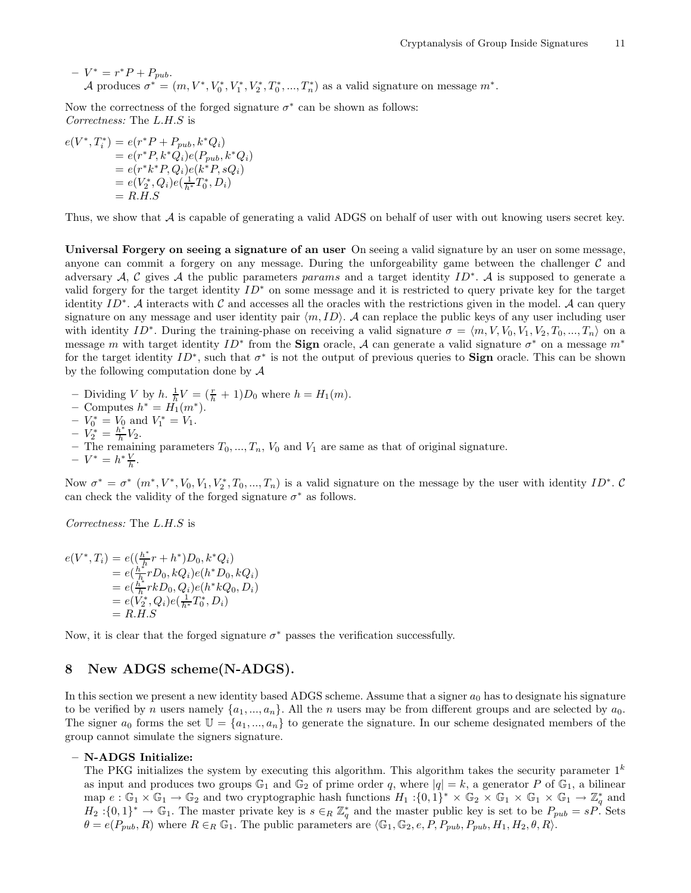- $V^* = r^*P + P_{pub}$.

  $\mathcal{A}$ produces $\sigma^* = (m, V^*, V_0^*, V_1^*, V_2^*, T_0^*, ..., T_n^*)$ as a valid signature on message $m^*$.

Now the correctness of the forged signature $\sigma^*$ can be shown as follows:
*Correctness:* The $L.H.S$ is

$$
\begin{aligned}
e(V^*, T_i^*) &= e(r^*P + P_{pub}, k^*Q_i) \\
&= e(r^*P, k^*Q_i)e(P_{pub}, k^*Q_i) \\
&= e(r^*k^*P, Q_i)e(k^*P, sQ_i) \\
&= e(V_2^*, Q_i)e(\tfrac{1}{h^*}T_0^*, D_i) \\
&= R.H.S
\end{aligned}
$$

Thus, we show that $\mathcal{A}$ is capable of generating a valid ADGS on behalf of user with out knowing users secret key.

**Universal Forgery on seeing a signature of an user** On seeing a valid signature by an user on some message, anyone can commit a forgery on any message. During the unforgeability game between the challenger $\mathcal{C}$ and adversary $\mathcal{A}$, $\mathcal{C}$ gives $\mathcal{A}$ the public parameters *params* and a target identity $ID^*$. $\mathcal{A}$ is supposed to generate a valid forgery for the target identity $ID^*$ on some message and it is restricted to query private key for the target identity $ID^*$. $\mathcal{A}$ interacts with $\mathcal{C}$ and accesses all the oracles with the restrictions given in the model. $\mathcal{A}$ can query signature on any message and user identity pair $\langle m, ID \rangle$. $\mathcal{A}$ can replace the public keys of any user including user with identity $ID^*$. During the training-phase on receiving a valid signature $\sigma = \langle m, V, V_0, V_1, V_2, T_0, ..., T_n \rangle$ on a message $m$ with target identity $ID^*$ from the **Sign** oracle, $\mathcal{A}$ can generate a valid signature $\sigma^*$ on a message $m^*$ for the target identity $ID^*$, such that $\sigma^*$ is not the output of previous queries to **Sign** oracle. This can be shown by the following computation done by $\mathcal{A}$

- Dividing $V$ by $h$. $\frac{1}{h}V = (\frac{r}{h} + 1)D_0$ where $h = H_1(m)$.
- Computes $h^* = H_1(m^*)$.
- $V_0^* = V_0$ and $V_1^* = V_1$.
- $V_2^* = \frac{h^*}{h}V_2$.
- The remaining parameters $T_0, ..., T_n$, $V_0$ and $V_1$ are same as that of original signature.
- $V^* = h^*\frac{V}{h}$.

Now $\sigma^* = \sigma^*$ $(m^*, V^*, V_0, V_1, V_2^*, T_0, ..., T_n)$ is a valid signature on the message by the user with identity $ID^*$. $\mathcal{C}$ can check the validity of the forged signature $\sigma^*$ as follows.

*Correctness:* The $L.H.S$ is

$$
\begin{aligned}
e(V^*, T_i) &= e((\tfrac{h^*}{h}r + h^*)D_0, k^*Q_i) \\
&= e(\tfrac{h^*}{h}rD_0, kQ_i)e(h^*D_0, kQ_i) \\
&= e(\tfrac{h^*}{h}rkD_0, Q_i)e(h^*kQ_0, D_i) \\
&= e(V_2^*, Q_i)e(\tfrac{1}{h^*}T_0^*, D_i) \\
&= R.H.S
\end{aligned}
$$

Now, it is clear that the forged signature $\sigma^*$ passes the verification successfully.

## 8 New ADGS scheme(N-ADGS).

In this section we present a new identity based ADGS scheme. Assume that a signer $a_0$ has to designate his signature to be verified by $n$ users namely $\{a_1, ..., a_n\}$. All the $n$ users may be from different groups and are selected by $a_0$. The signer $a_0$ forms the set $\mathbb{U} = \{a_1, ..., a_n\}$ to generate the signature. In our scheme designated members of the group cannot simulate the signers signature.

- **N-ADGS Initialize:**

  The PKG initializes the system by executing this algorithm. This algorithm takes the security parameter $1^k$ as input and produces two groups $\mathbb{G}_1$ and $\mathbb{G}_2$ of prime order $q$, where $|q| = k$, a generator $P$ of $\mathbb{G}_1$, a bilinear map $e : \mathbb{G}_1 \times \mathbb{G}_1 \rightarrow \mathbb{G}_2$ and two cryptographic hash functions $H_1 : \{0,1\}^* \times \mathbb{G}_2 \times \mathbb{G}_1 \times \mathbb{G}_1 \times \mathbb{G}_1 \rightarrow \mathbb{Z}_q^*$ and $H_2 : \{0,1\}^* \rightarrow \mathbb{G}_1$. The master private key is $s \in_R \mathbb{Z}_q^*$ and the master public key is set to be $P_{pub} = sP$. Sets $\theta = e(P_{pub}, R)$ where $R \in_R \mathbb{G}_1$. The public parameters are $\langle \mathbb{G}_1, \mathbb{G}_2, e, P, P_{pub}, P_{pub}, H_1, H_2, \theta, R \rangle$.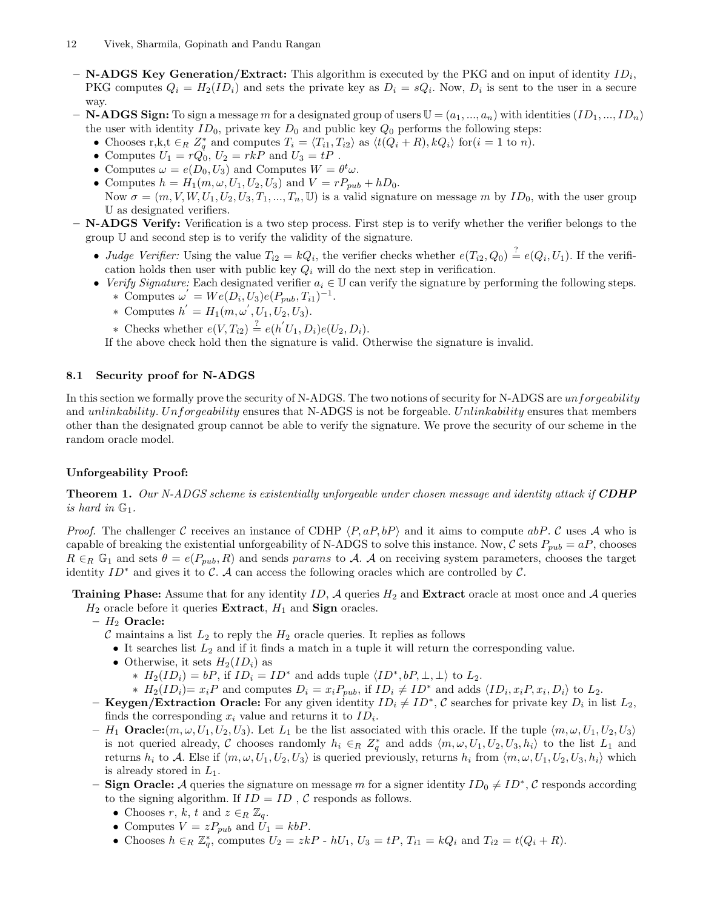- **N-ADGS Key Generation/Extract:** This algorithm is executed by the PKG and on input of identity $ID_i$, PKG computes $Q_i = H_2(ID_i)$ and sets the private key as $D_i = sQ_i$. Now, $D_i$ is sent to the user in a secure way.
- **N-ADGS Sign:** To sign a message $m$ for a designated group of users $\mathbb{U} = (a_1, ..., a_n)$ with identities $(ID_1, ..., ID_n)$ the user with identity $ID_0$, private key $D_0$ and public key $Q_0$ performs the following steps:
  - Chooses r,k,t $\in_R Z_q^*$ and computes $T_i = \langle T_{i1}, T_{i2} \rangle$ as $\langle t(Q_i + R), kQ_i \rangle$ for($i = 1$ to $n$).
  - Computes $U_1 = rQ_0$, $U_2 = rkP$ and $U_3 = tP$ .
  - Computes $\omega = e(D_0, U_3)$ and Computes $W = \theta^t \omega$.
  - Computes $h = H_1(m, \omega, U_1, U_2, U_3)$ and $V = rP_{pub} + hD_0$.

  Now $\sigma = (m, V, W, U_1, U_2, U_3, T_1, ..., T_n, \mathbb{U})$ is a valid signature on message $m$ by $ID_0$, with the user group $\mathbb{U}$ as designated verifiers.
- **N-ADGS Verify:** Verification is a two step process. First step is to verify whether the verifier belongs to the group $\mathbb{U}$ and second step is to verify the validity of the signature.
  - *Judge Verifier:* Using the value $T_{i2} = kQ_i$, the verifier checks whether $e(T_{i2}, Q_0) \stackrel{?}{=} e(Q_i, U_1)$. If the verification holds then user with public key $Q_i$ will do the next step in verification.
  - *Verify Signature:* Each designated verifier $a_i \in \mathbb{U}$ can verify the signature by performing the following steps.
    - Computes $\omega' = We(D_i, U_3)e(P_{pub}, T_{i1})^{-1}$.
    - Computes $h' = H_1(m, \omega', U_1, U_2, U_3)$.
    - Checks whether $e(V, T_{i2}) \stackrel{?}{=} e(h'U_1, D_i)e(U_2, D_i)$.

  If the above check hold then the signature is valid. Otherwise the signature is invalid.

### 8.1 Security proof for N-ADGS

In this section we formally prove the security of N-ADGS. The two notions of security for N-ADGS are *unforgeability* and *unlinkability*. *Unforgeability* ensures that N-ADGS is not be forgeable. *Unlinkability* ensures that members other than the designated group cannot be able to verify the signature. We prove the security of our scheme in the random oracle model.

**Unforgeability Proof:**

**Theorem 1.** *Our N-ADGS scheme is existentially unforgeable under chosen message and identity attack if* ***CDHP*** *is hard in* $\mathbb{G}_1$.

*Proof.* The challenger $\mathcal{C}$ receives an instance of CDHP $\langle P, aP, bP \rangle$ and it aims to compute $abP$. $\mathcal{C}$ uses $\mathcal{A}$ who is capable of breaking the existential unforgeability of N-ADGS to solve this instance. Now, $\mathcal{C}$ sets $P_{pub} = aP$, chooses $R \in_R \mathbb{G}_1$ and sets $\theta = e(P_{pub}, R)$ and sends *params* to $\mathcal{A}$. $\mathcal{A}$ on receiving system parameters, chooses the target identity $ID^*$ and gives it to $\mathcal{C}$. $\mathcal{A}$ can access the following oracles which are controlled by $\mathcal{C}$.

**Training Phase:** Assume that for any identity $ID$, $\mathcal{A}$ queries $H_2$ and **Extract** oracle at most once and $\mathcal{A}$ queries $H_2$ oracle before it queries **Extract**, $H_1$ and **Sign** oracles.

- $H_2$ **Oracle:**
  $\mathcal{C}$ maintains a list $L_2$ to reply the $H_2$ oracle queries. It replies as follows
  - It searches list $L_2$ and if it finds a match in a tuple it will return the corresponding value.
  - Otherwise, it sets $H_2(ID_i)$ as
    - $H_2(ID_i) = bP$, if $ID_i = ID^*$ and adds tuple $\langle ID^*, bP, \perp, \perp \rangle$ to $L_2$.
    - $H_2(ID_i)= x_iP$ and computes $D_i = x_iP_{pub}$, if $ID_i \neq ID^*$ and adds $\langle ID_i, x_iP, x_i, D_i \rangle$ to $L_2$.
- **Keygen/Extraction Oracle:** For any given identity $ID_i \neq ID^*$, $\mathcal{C}$ searches for private key $D_i$ in list $L_2$, finds the corresponding $x_i$ value and returns it to $ID_i$.
- $H_1$ **Oracle:**$(m, \omega, U_1, U_2, U_3)$. Let $L_1$ be the list associated with this oracle. If the tuple $\langle m, \omega, U_1, U_2, U_3 \rangle$ is not queried already, $\mathcal{C}$ chooses randomly $h_i \in_R Z_q^*$ and adds $\langle m, \omega, U_1, U_2, U_3, h_i \rangle$ to the list $L_1$ and returns $h_i$ to $\mathcal{A}$. Else if $\langle m, \omega, U_1, U_2, U_3 \rangle$ is queried previously, returns $h_i$ from $\langle m, \omega, U_1, U_2, U_3, h_i \rangle$ which is already stored in $L_1$.
- **Sign Oracle:** $\mathcal{A}$ queries the signature on message $m$ for a signer identity $ID_0 \neq ID^*$, $\mathcal{C}$ responds according to the signing algorithm. If $ID = ID$ , $\mathcal{C}$ responds as follows.
  - Chooses $r$, $k$, $t$ and $z \in_R \mathbb{Z}_q$.
  - Computes $V = zP_{pub}$ and $U_1 = kbP$.
  - Chooses $h \in_R \mathbb{Z}_q^*$, computes $U_2 = zkP$ - $hU_1$, $U_3 = tP$, $T_{i1} = kQ_i$ and $T_{i2} = t(Q_i + R)$.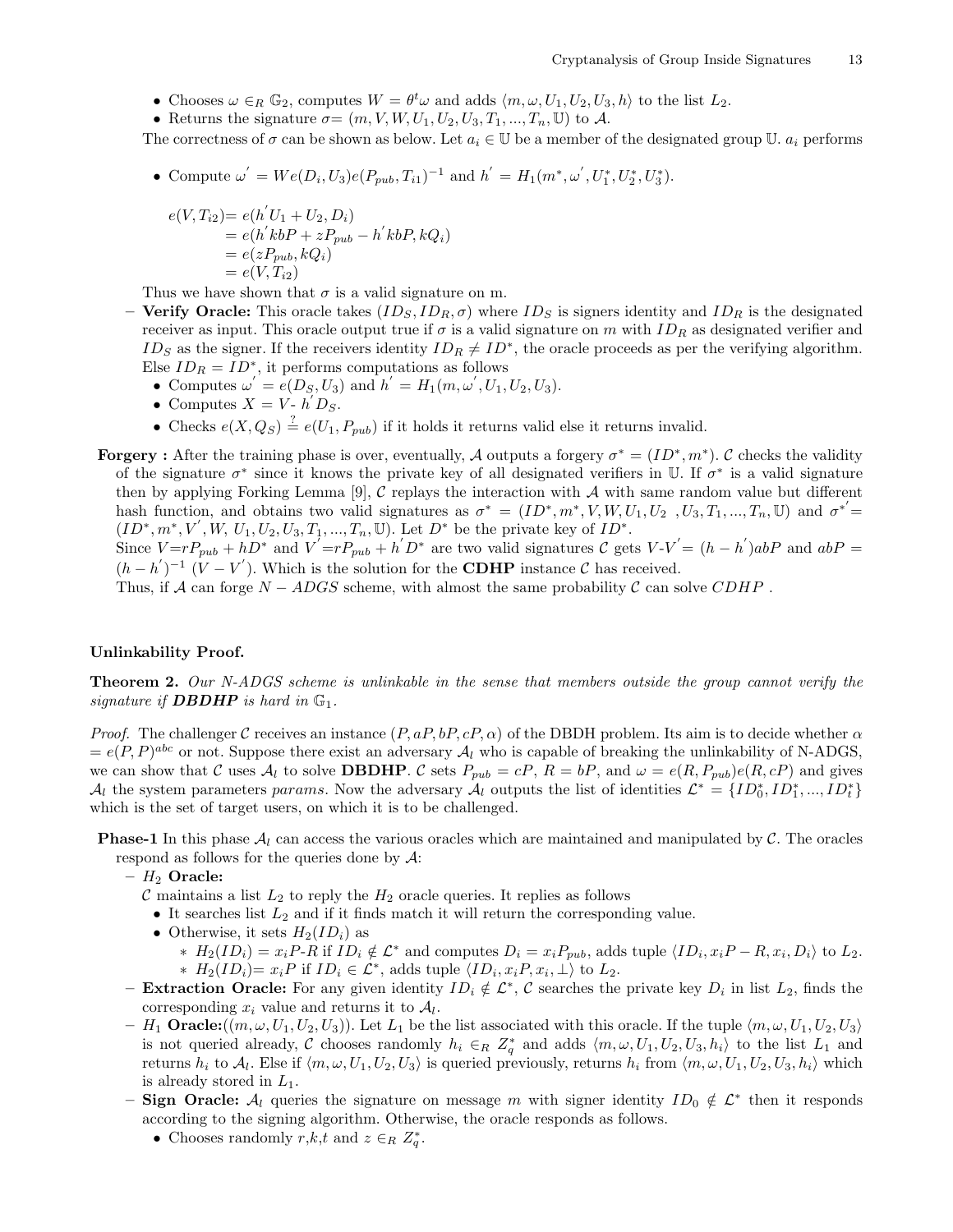- Chooses $\omega \in_R \mathbb{G}_2$, computes $W = \theta^t\omega$ and adds $\langle m, \omega, U_1, U_2, U_3, h\rangle$ to the list $L_2$.
- Returns the signature $\sigma = (m, V, W, U_1, U_2, U_3, T_1, ..., T_n, \mathbb{U})$ to $\mathcal{A}$.

The correctness of $\sigma$ can be shown as below. Let $a_i \in \mathbb{U}$ be a member of the designated group $\mathbb{U}$. $a_i$ performs

- Compute $\omega' = We(D_i, U_3)e(P_{pub}, T_{i1})^{-1}$ and $h' = H_1(m^*, \omega', U_1^*, U_2^*, U_3^*)$.

$$\begin{aligned}
e(V, T_{i2}) &= e(h'U_1 + U_2, D_i)\\
&= e(h'kbP + zP_{pub} - h'kbP, kQ_i)\\
&= e(zP_{pub}, kQ_i)\\
&= e(V, T_{i2})
\end{aligned}$$

Thus we have shown that $\sigma$ is a valid signature on m.

- **Verify Oracle:** This oracle takes $(ID_S, ID_R, \sigma)$ where $ID_S$ is signers identity and $ID_R$ is the designated receiver as input. This oracle output true if $\sigma$ is a valid signature on $m$ with $ID_R$ as designated verifier and $ID_S$ as the signer. If the receivers identity $ID_R \neq ID^*$, the oracle proceeds as per the verifying algorithm. Else $ID_R = ID^*$, it performs computations as follows
  - Computes $\omega' = e(D_S, U_3)$ and $h' = H_1(m, \omega', U_1, U_2, U_3)$.
  - Computes $X = V$- $h'D_S$.
  - Checks $e(X, Q_S) \stackrel{?}{=} e(U_1, P_{pub})$ if it holds it returns valid else it returns invalid.

**Forgery :** After the training phase is over, eventually, $\mathcal{A}$ outputs a forgery $\sigma^* = (ID^*, m^*)$. $\mathcal{C}$ checks the validity of the signature $\sigma^*$ since it knows the private key of all designated verifiers in $\mathbb{U}$. If $\sigma^*$ is a valid signature then by applying Forking Lemma [9], $\mathcal{C}$ replays the interaction with $\mathcal{A}$ with same random value but different hash function, and obtains two valid signatures as $\sigma^* = (ID^*, m^*, V, W, U_1, U_2, U_3, T_1, ..., T_n, \mathbb{U})$ and $\sigma^{*'} = (ID^*, m^*, V', W, U_1, U_2, U_3, T_1, ..., T_n, \mathbb{U})$. Let $D^*$ be the private key of $ID^*$.
Since $V = rP_{pub} + hD^*$ and $V' = rP_{pub} + h'D^*$ are two valid signatures $\mathcal{C}$ gets $V$-$V' = (h - h')abP$ and $abP = (h - h')^{-1}$ $(V - V')$. Which is the solution for the **CDHP** instance $\mathcal{C}$ has received.
Thus, if $\mathcal{A}$ can forge $N - ADGS$ scheme, with almost the same probability $\mathcal{C}$ can solve $CDHP$ .

**Unlinkability Proof.**

**Theorem 2.** *Our N-ADGS scheme is unlinkable in the sense that members outside the group cannot verify the signature if* ***DBDHP*** *is hard in* $\mathbb{G}_1$.

*Proof.* The challenger $\mathcal{C}$ receives an instance $(P, aP, bP, cP, \alpha)$ of the DBDH problem. Its aim is to decide whether $\alpha = e(P, P)^{abc}$ or not. Suppose there exist an adversary $\mathcal{A}_l$ who is capable of breaking the unlinkability of N-ADGS, we can show that $\mathcal{C}$ uses $\mathcal{A}_l$ to solve **DBDHP**. $\mathcal{C}$ sets $P_{pub} = cP$, $R = bP$, and $\omega = e(R, P_{pub})e(R, cP)$ and gives $\mathcal{A}_l$ the system parameters *params*. Now the adversary $\mathcal{A}_l$ outputs the list of identities $\mathcal{L}^* = \{ID_0^*, ID_1^*, ..., ID_t^*\}$ which is the set of target users, on which it is to be challenged.

**Phase-1** In this phase $\mathcal{A}_l$ can access the various oracles which are maintained and manipulated by $\mathcal{C}$. The oracles respond as follows for the queries done by $\mathcal{A}$:

- $H_2$ **Oracle:**
  $\mathcal{C}$ maintains a list $L_2$ to reply the $H_2$ oracle queries. It replies as follows
  - It searches list $L_2$ and if it finds match it will return the corresponding value.
  - Otherwise, it sets $H_2(ID_i)$ as
    - $H_2(ID_i) = x_iP$-$R$ if $ID_i \notin \mathcal{L}^*$ and computes $D_i = x_iP_{pub}$, adds tuple $\langle ID_i, x_iP - R, x_i, D_i\rangle$ to $L_2$.
    - $H_2(ID_i) = x_iP$ if $ID_i \in \mathcal{L}^*$, adds tuple $\langle ID_i, x_iP, x_i, \perp\rangle$ to $L_2$.
- **Extraction Oracle:** For any given identity $ID_i \notin \mathcal{L}^*$, $\mathcal{C}$ searches the private key $D_i$ in list $L_2$, finds the corresponding $x_i$ value and returns it to $\mathcal{A}_l$.
- $H_1$ **Oracle:**$((m, \omega, U_1, U_2, U_3))$. Let $L_1$ be the list associated with this oracle. If the tuple $\langle m, \omega, U_1, U_2, U_3\rangle$ is not queried already, $\mathcal{C}$ chooses randomly $h_i \in_R Z_q^*$ and adds $\langle m, \omega, U_1, U_2, U_3, h_i\rangle$ to the list $L_1$ and returns $h_i$ to $\mathcal{A}_l$. Else if $\langle m, \omega, U_1, U_2, U_3\rangle$ is queried previously, returns $h_i$ from $\langle m, \omega, U_1, U_2, U_3, h_i\rangle$ which is already stored in $L_1$.
- **Sign Oracle:** $\mathcal{A}_l$ queries the signature on message $m$ with signer identity $ID_0 \notin \mathcal{L}^*$ then it responds according to the signing algorithm. Otherwise, the oracle responds as follows.
  - Chooses randomly $r$,$k$,$t$ and $z \in_R Z_q^*$.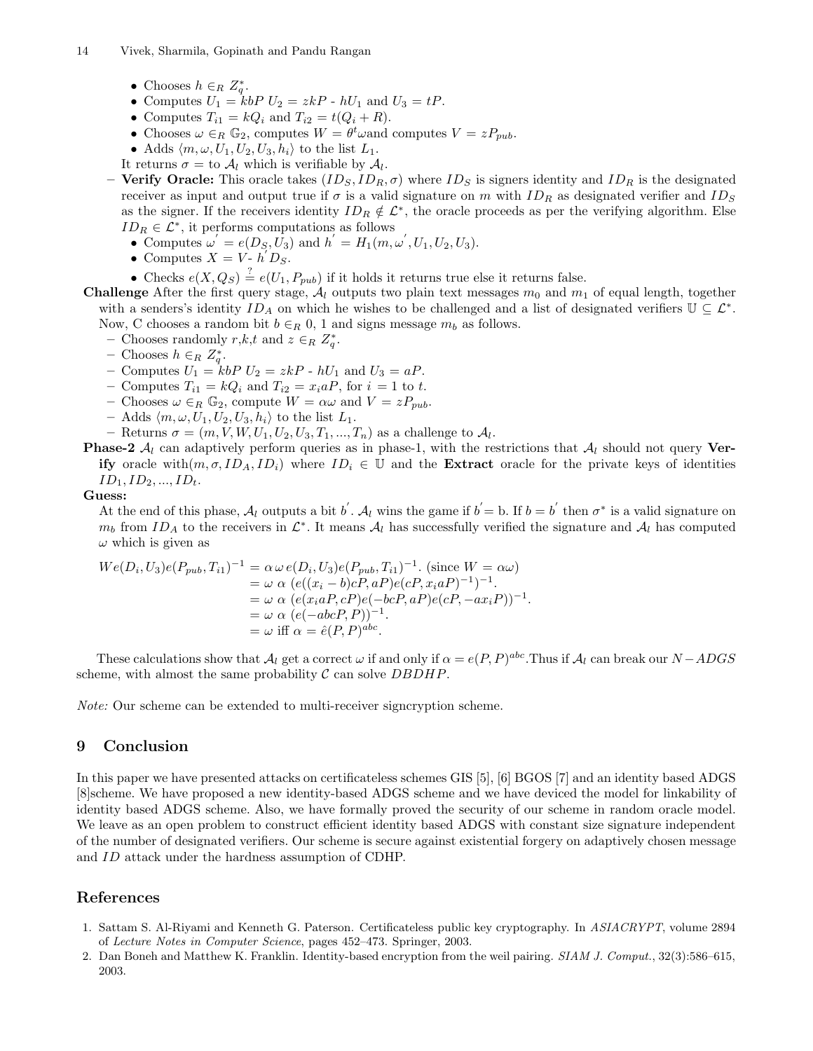- Chooses $h \in_R Z_q^*$.
- Computes $U_1 = kbP$ $U_2 = zkP$ - $hU_1$ and $U_3 = tP$.
- Computes $T_{i1} = kQ_i$ and $T_{i2} = t(Q_i + R)$.
- Chooses $\omega \in_R \mathbb{G}_2$, computes $W = \theta^t \omega$and computes $V = zP_{pub}$.
- Adds $\langle m, \omega, U_1, U_2, U_3, h_i \rangle$ to the list $L_1$.

It returns $\sigma =$ to $\mathcal{A}_l$ which is verifiable by $\mathcal{A}_l$.

– **Verify Oracle:** This oracle takes $(ID_S, ID_R, \sigma)$ where $ID_S$ is signers identity and $ID_R$ is the designated receiver as input and output true if $\sigma$ is a valid signature on $m$ with $ID_R$ as designated verifier and $ID_S$ as the signer. If the receivers identity $ID_R \notin \mathcal{L}^*$, the oracle proceeds as per the verifying algorithm. Else $ID_R \in \mathcal{L}^*$, it performs computations as follows

- Computes $\omega' = e(D_S, U_3)$ and $h' = H_1(m, \omega', U_1, U_2, U_3)$.
- Computes $X = V$- $h' D_S$.
- Checks $e(X, Q_S) \stackrel{?}{=} e(U_1, P_{pub})$ if it holds it returns true else it returns false.

**Challenge** After the first query stage, $\mathcal{A}_l$ outputs two plain text messages $m_0$ and $m_1$ of equal length, together with a senders's identity $ID_A$ on which he wishes to be challenged and a list of designated verifiers $\mathbb{U} \subseteq \mathcal{L}^*$. Now, C chooses a random bit $b \in_R 0, 1$ and signs message $m_b$ as follows.

– Chooses randomly $r$,$k$,$t$ and $z \in_R Z_q^*$.
– Chooses $h \in_R Z_q^*$.
– Computes $U_1 = kbP$ $U_2 = zkP$ - $hU_1$ and $U_3 = aP$.
– Computes $T_{i1} = kQ_i$ and $T_{i2} = x_i aP$, for $i = 1$ to $t$.
– Chooses $\omega \in_R \mathbb{G}_2$, compute $W = \alpha\omega$ and $V = zP_{pub}$.
– Adds $\langle m, \omega, U_1, U_2, U_3, h_i \rangle$ to the list $L_1$.
– Returns $\sigma = (m, V, W, U_1, U_2, U_3, T_1, ..., T_n)$ as a challenge to $\mathcal{A}_l$.

**Phase-2** $\mathcal{A}_l$ can adaptively perform queries as in phase-1, with the restrictions that $\mathcal{A}_l$ should not query **Verify** oracle with$(m, \sigma, ID_A, ID_i)$ where $ID_i \in \mathbb{U}$ and the **Extract** oracle for the private keys of identities $ID_1, ID_2, ..., ID_t$.

**Guess:**

At the end of this phase, $\mathcal{A}_l$ outputs a bit $b'$. $\mathcal{A}_l$ wins the game if $b'$= b. If $b = b'$ then $\sigma^*$ is a valid signature on $m_b$ from $ID_A$ to the receivers in $\mathcal{L}^*$. It means $\mathcal{A}_l$ has successfully verified the signature and $\mathcal{A}_l$ has computed $\omega$ which is given as

$$
\begin{aligned}
We(D_i, U_3)e(P_{pub}, T_{i1})^{-1} &= \alpha\,\omega\, e(D_i, U_3)e(P_{pub}, T_{i1})^{-1}. \text{ (since } W = \alpha\omega) \\
&= \omega\ \alpha\ (e((x_i - b)cP, aP)e(cP, x_i aP)^{-1})^{-1}. \\
&= \omega\ \alpha\ (e(x_i aP, cP)e(-bcP, aP)e(cP, -ax_i P))^{-1}. \\
&= \omega\ \alpha\ (e(-abcP, P))^{-1}. \\
&= \omega \text{ iff } \alpha = \hat{e}(P, P)^{abc}.
\end{aligned}
$$

These calculations show that $\mathcal{A}_l$ get a correct $\omega$ if and only if $\alpha = e(P, P)^{abc}$.Thus if $\mathcal{A}_l$ can break our $N-ADGS$ scheme, with almost the same probability $\mathcal{C}$ can solve $DBDHP$.

*Note:* Our scheme can be extended to multi-receiver signcryption scheme.

## 9 Conclusion

In this paper we have presented attacks on certificateless schemes GIS [5], [6] BGOS [7] and an identity based ADGS [8]scheme. We have proposed a new identity-based ADGS scheme and we have deviced the model for linkability of identity based ADGS scheme. Also, we have formally proved the security of our scheme in random oracle model. We leave as an open problem to construct efficient identity based ADGS with constant size signature independent of the number of designated verifiers. Our scheme is secure against existential forgery on adaptively chosen message and $ID$ attack under the hardness assumption of CDHP.

## References

1. Sattam S. Al-Riyami and Kenneth G. Paterson. Certificateless public key cryptography. In *ASIACRYPT*, volume 2894 of *Lecture Notes in Computer Science*, pages 452–473. Springer, 2003.
2. Dan Boneh and Matthew K. Franklin. Identity-based encryption from the weil pairing. *SIAM J. Comput.*, 32(3):586–615, 2003.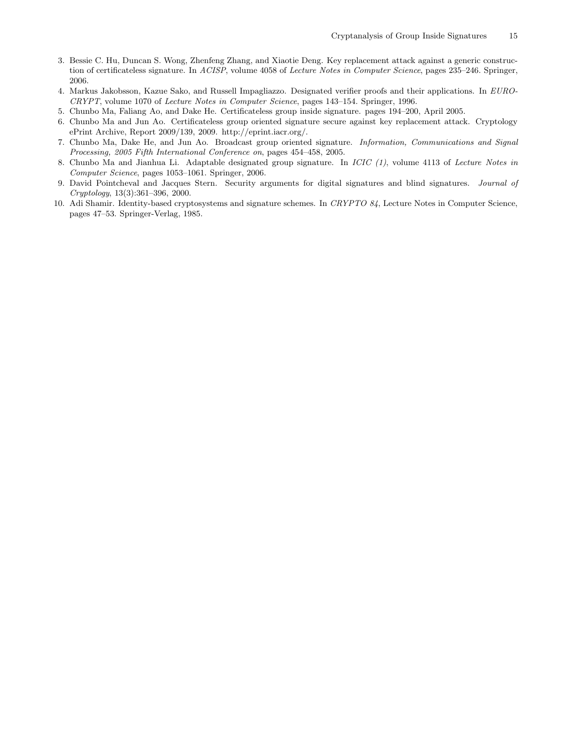3. Bessie C. Hu, Duncan S. Wong, Zhenfeng Zhang, and Xiaotie Deng. Key replacement attack against a generic construction of certificateless signature. In *ACISP*, volume 4058 of *Lecture Notes in Computer Science*, pages 235–246. Springer, 2006.
4. Markus Jakobsson, Kazue Sako, and Russell Impagliazzo. Designated verifier proofs and their applications. In *EUROCRYPT*, volume 1070 of *Lecture Notes in Computer Science*, pages 143–154. Springer, 1996.
5. Chunbo Ma, Faliang Ao, and Dake He. Certificateless group inside signature. pages 194–200, April 2005.
6. Chunbo Ma and Jun Ao. Certificateless group oriented signature secure against key replacement attack. Cryptology ePrint Archive, Report 2009/139, 2009. http://eprint.iacr.org/.
7. Chunbo Ma, Dake He, and Jun Ao. Broadcast group oriented signature. *Information, Communications and Signal Processing, 2005 Fifth International Conference on*, pages 454–458, 2005.
8. Chunbo Ma and Jianhua Li. Adaptable designated group signature. In *ICIC (1)*, volume 4113 of *Lecture Notes in Computer Science*, pages 1053–1061. Springer, 2006.
9. David Pointcheval and Jacques Stern. Security arguments for digital signatures and blind signatures. *Journal of Cryptology*, 13(3):361–396, 2000.
10. Adi Shamir. Identity-based cryptosystems and signature schemes. In *CRYPTO 84*, Lecture Notes in Computer Science, pages 47–53. Springer-Verlag, 1985.